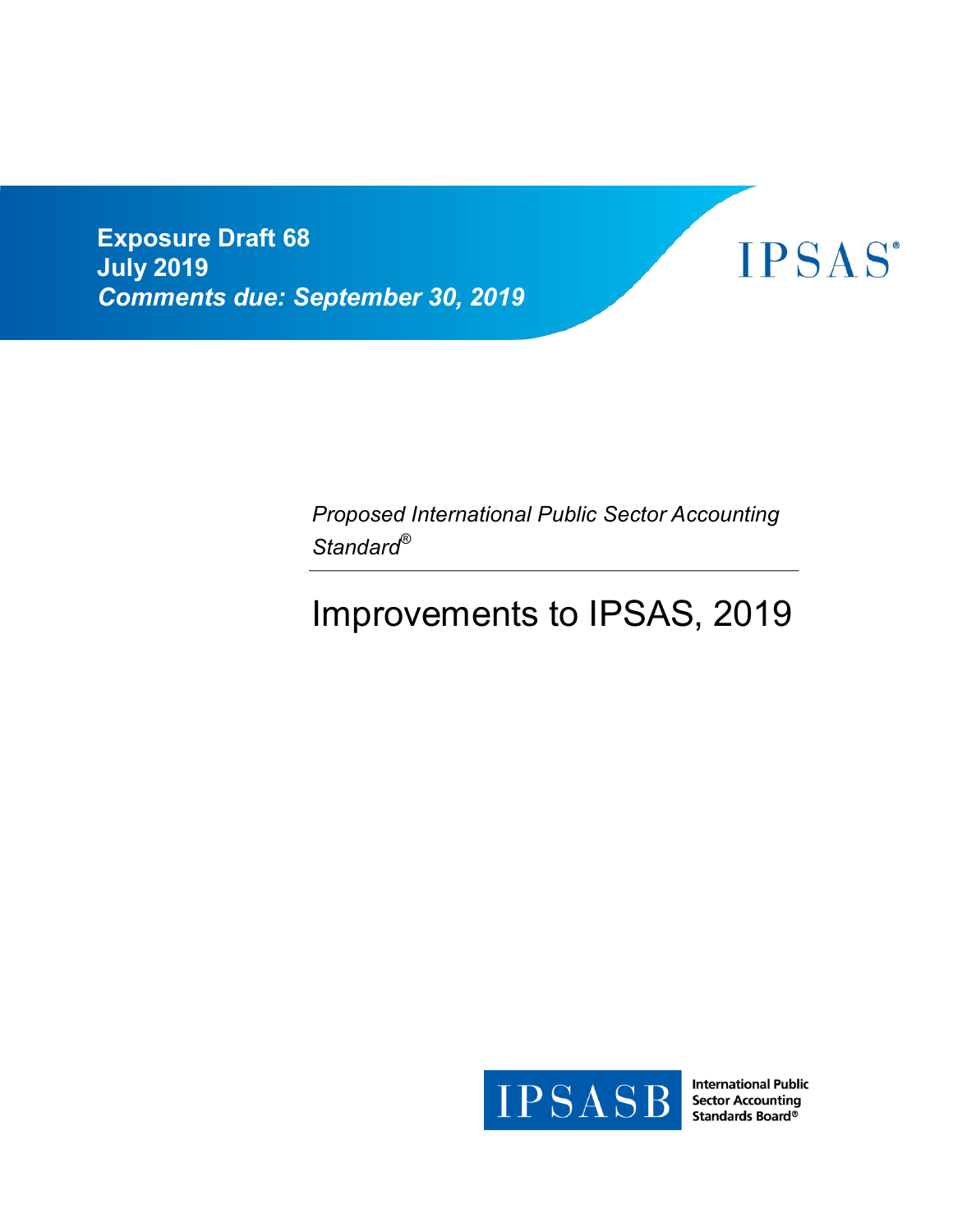**Exposure Draft 68**
**July 2019**
***Comments due: September 30, 2019***

IPSAS®

*Proposed International Public Sector Accounting Standard®*

# Improvements to IPSAS, 2019

IPSASB International Public Sector Accounting Standards Board®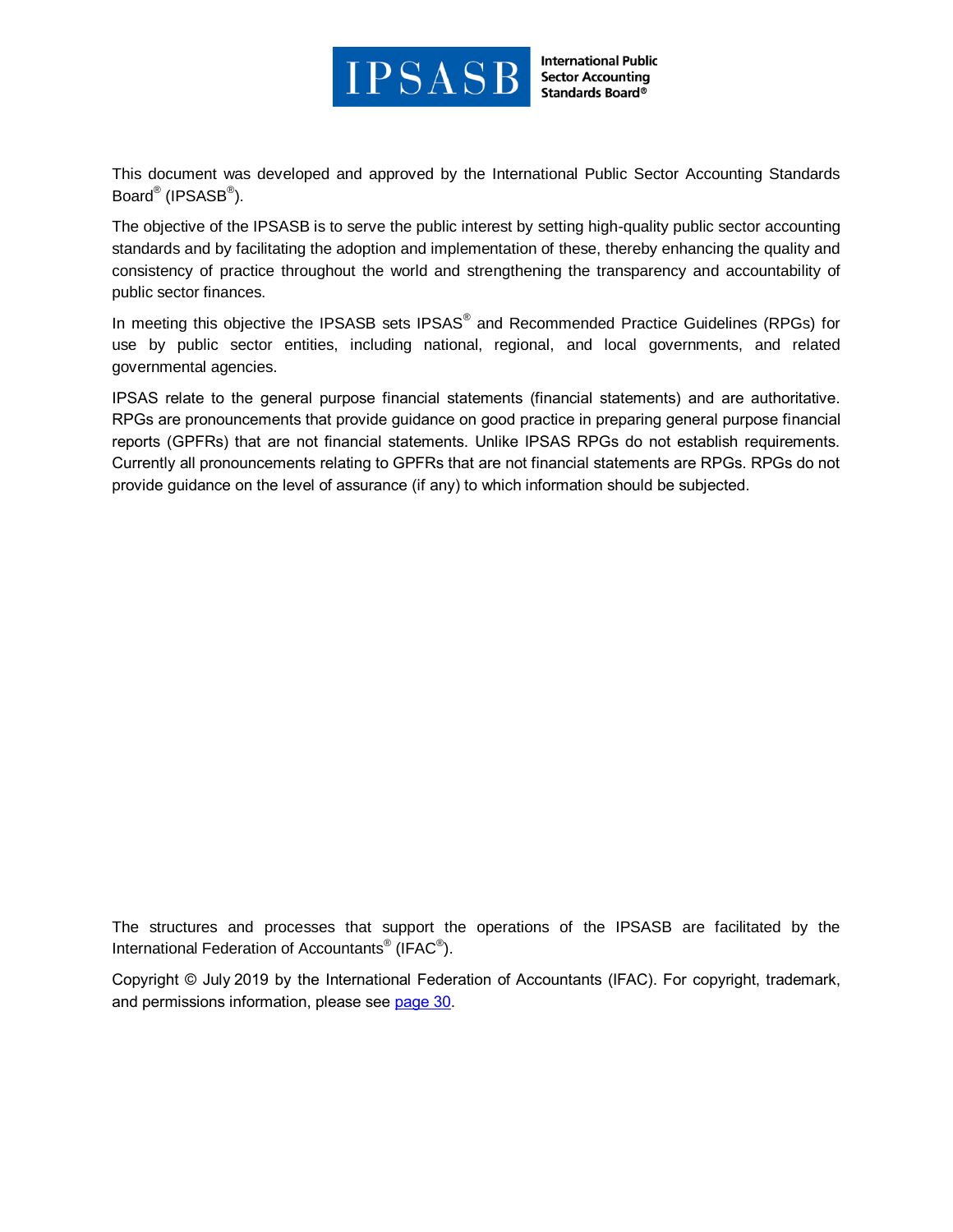International Public Sector Accounting Standards Board®

This document was developed and approved by the International Public Sector Accounting Standards Board® (IPSASB®).

The objective of the IPSASB is to serve the public interest by setting high-quality public sector accounting standards and by facilitating the adoption and implementation of these, thereby enhancing the quality and consistency of practice throughout the world and strengthening the transparency and accountability of public sector finances.

In meeting this objective the IPSASB sets IPSAS® and Recommended Practice Guidelines (RPGs) for use by public sector entities, including national, regional, and local governments, and related governmental agencies.

IPSAS relate to the general purpose financial statements (financial statements) and are authoritative. RPGs are pronouncements that provide guidance on good practice in preparing general purpose financial reports (GPFRs) that are not financial statements. Unlike IPSAS RPGs do not establish requirements. Currently all pronouncements relating to GPFRs that are not financial statements are RPGs. RPGs do not provide guidance on the level of assurance (if any) to which information should be subjected.

The structures and processes that support the operations of the IPSASB are facilitated by the International Federation of Accountants® (IFAC®).

Copyright © July 2019 by the International Federation of Accountants (IFAC). For copyright, trademark, and permissions information, please see page 30.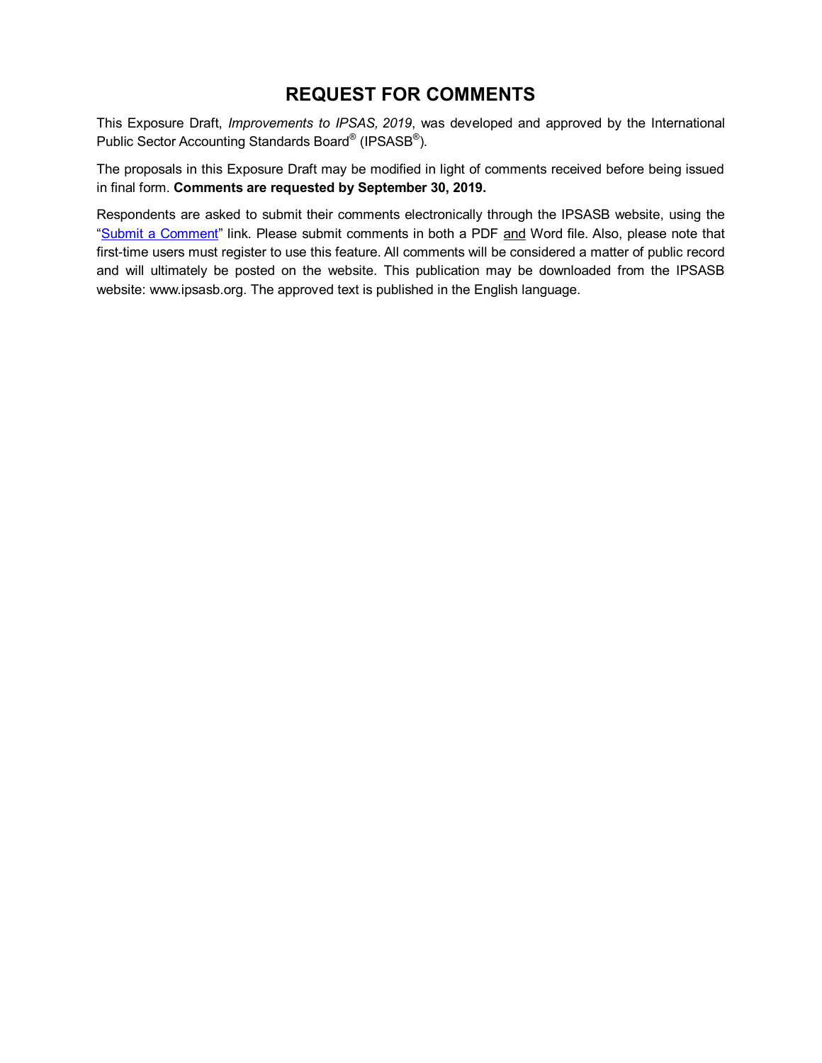## REQUEST FOR COMMENTS

This Exposure Draft, *Improvements to IPSAS, 2019*, was developed and approved by the International Public Sector Accounting Standards Board® (IPSASB®).

The proposals in this Exposure Draft may be modified in light of comments received before being issued in final form. **Comments are requested by September 30, 2019.**

Respondents are asked to submit their comments electronically through the IPSASB website, using the "Submit a Comment" link. Please submit comments in both a PDF and Word file. Also, please note that first-time users must register to use this feature. All comments will be considered a matter of public record and will ultimately be posted on the website. This publication may be downloaded from the IPSASB website: www.ipsasb.org. The approved text is published in the English language.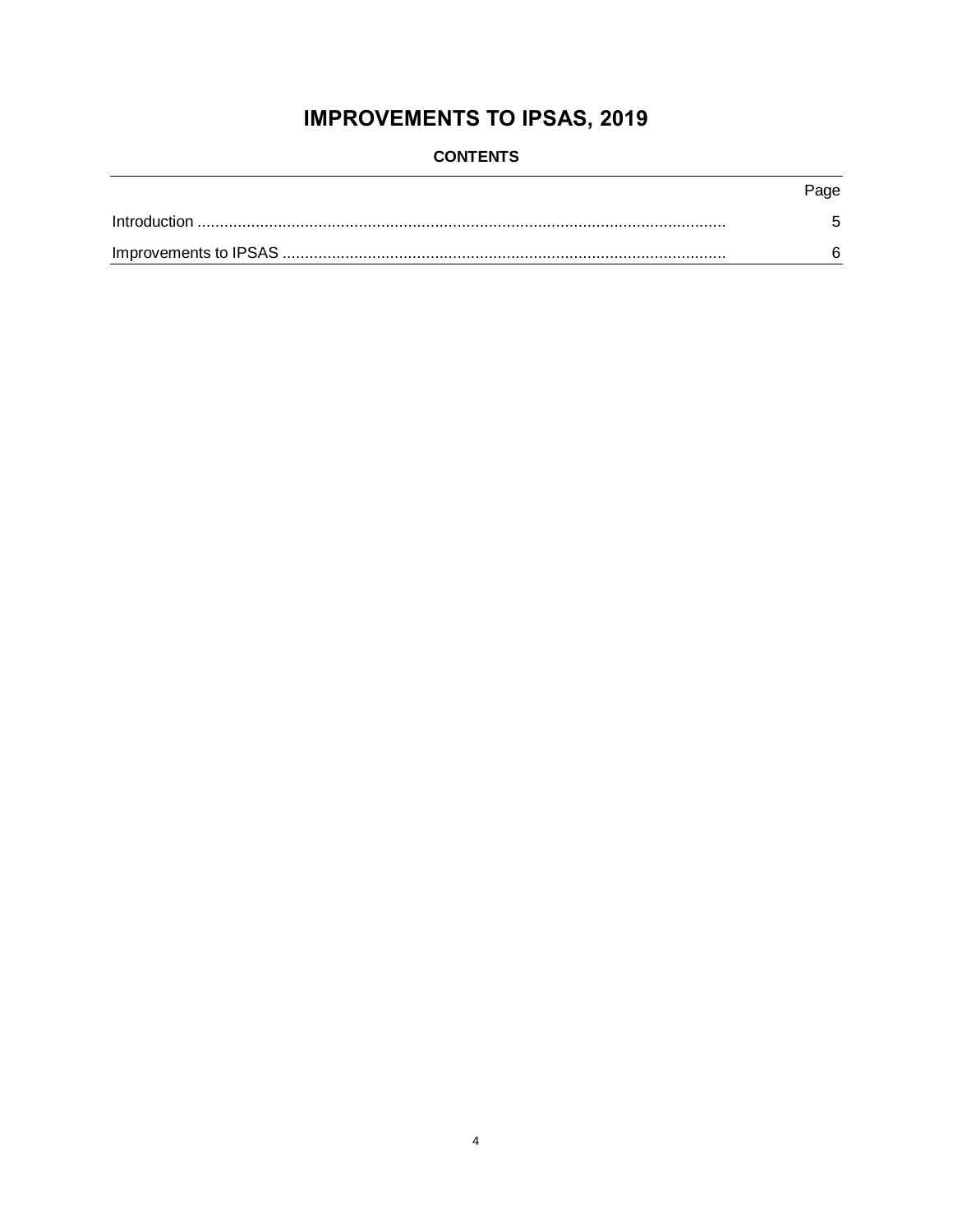# IMPROVEMENTS TO IPSAS, 2019

## CONTENTS

| | Page |
|---|---|
| Introduction | 5 |
| Improvements to IPSAS | 6 |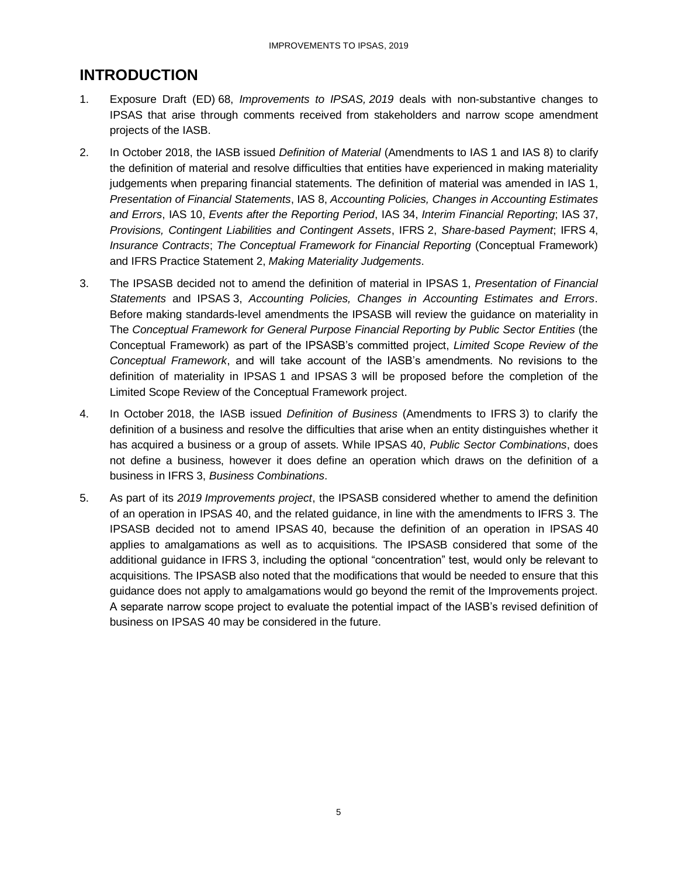## INTRODUCTION

1. Exposure Draft (ED) 68, *Improvements to IPSAS, 2019* deals with non-substantive changes to IPSAS that arise through comments received from stakeholders and narrow scope amendment projects of the IASB.

2. In October 2018, the IASB issued *Definition of Material* (Amendments to IAS 1 and IAS 8) to clarify the definition of material and resolve difficulties that entities have experienced in making materiality judgements when preparing financial statements. The definition of material was amended in IAS 1, *Presentation of Financial Statements*, IAS 8, *Accounting Policies, Changes in Accounting Estimates and Errors*, IAS 10, *Events after the Reporting Period*, IAS 34, *Interim Financial Reporting*; IAS 37, *Provisions, Contingent Liabilities and Contingent Assets*, IFRS 2, *Share-based Payment*; IFRS 4, *Insurance Contracts*; *The Conceptual Framework for Financial Reporting* (Conceptual Framework) and IFRS Practice Statement 2, *Making Materiality Judgements*.

3. The IPSASB decided not to amend the definition of material in IPSAS 1, *Presentation of Financial Statements* and IPSAS 3, *Accounting Policies, Changes in Accounting Estimates and Errors*. Before making standards-level amendments the IPSASB will review the guidance on materiality in The *Conceptual Framework for General Purpose Financial Reporting by Public Sector Entities* (the Conceptual Framework) as part of the IPSASB's committed project, *Limited Scope Review of the Conceptual Framework*, and will take account of the IASB's amendments. No revisions to the definition of materiality in IPSAS 1 and IPSAS 3 will be proposed before the completion of the Limited Scope Review of the Conceptual Framework project.

4. In October 2018, the IASB issued *Definition of Business* (Amendments to IFRS 3) to clarify the definition of a business and resolve the difficulties that arise when an entity distinguishes whether it has acquired a business or a group of assets. While IPSAS 40, *Public Sector Combinations*, does not define a business, however it does define an operation which draws on the definition of a business in IFRS 3, *Business Combinations*.

5. As part of its *2019 Improvements project*, the IPSASB considered whether to amend the definition of an operation in IPSAS 40, and the related guidance, in line with the amendments to IFRS 3. The IPSASB decided not to amend IPSAS 40, because the definition of an operation in IPSAS 40 applies to amalgamations as well as to acquisitions. The IPSASB considered that some of the additional guidance in IFRS 3, including the optional "concentration" test, would only be relevant to acquisitions. The IPSASB also noted that the modifications that would be needed to ensure that this guidance does not apply to amalgamations would go beyond the remit of the Improvements project. A separate narrow scope project to evaluate the potential impact of the IASB's revised definition of business on IPSAS 40 may be considered in the future.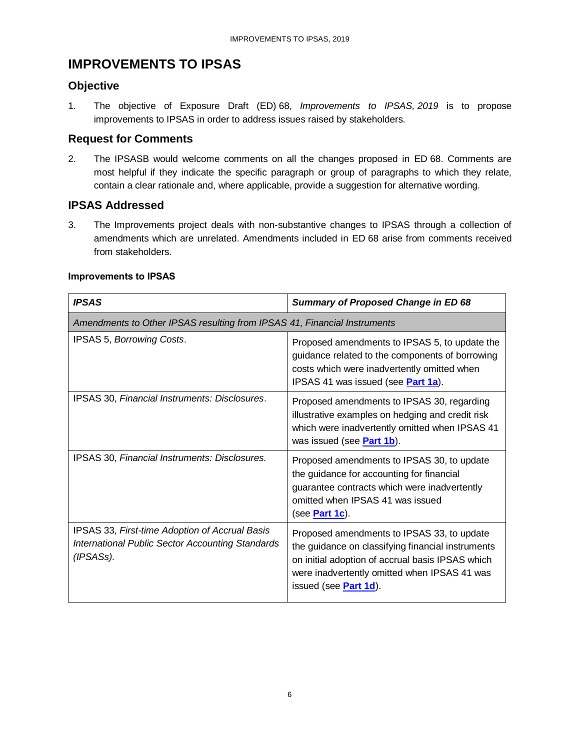# IMPROVEMENTS TO IPSAS

## Objective

1. The objective of Exposure Draft (ED) 68, *Improvements to IPSAS, 2019* is to propose improvements to IPSAS in order to address issues raised by stakeholders.

## Request for Comments

2. The IPSASB would welcome comments on all the changes proposed in ED 68. Comments are most helpful if they indicate the specific paragraph or group of paragraphs to which they relate, contain a clear rationale and, where applicable, provide a suggestion for alternative wording.

## IPSAS Addressed

3. The Improvements project deals with non-substantive changes to IPSAS through a collection of amendments which are unrelated. Amendments included in ED 68 arise from comments received from stakeholders.

#### Improvements to IPSAS

| ***IPSAS*** | ***Summary of Proposed Change in ED 68*** |
|---|---|
| *Amendments to Other IPSAS resulting from IPSAS 41, Financial Instruments* | |
| IPSAS 5, *Borrowing Costs*. | Proposed amendments to IPSAS 5, to update the guidance related to the components of borrowing costs which were inadvertently omitted when IPSAS 41 was issued (see **Part 1a**). |
| IPSAS 30, *Financial Instruments: Disclosures*. | Proposed amendments to IPSAS 30, regarding illustrative examples on hedging and credit risk which were inadvertently omitted when IPSAS 41 was issued (see **Part 1b**). |
| IPSAS 30, *Financial Instruments: Disclosures.* | Proposed amendments to IPSAS 30, to update the guidance for accounting for financial guarantee contracts which were inadvertently omitted when IPSAS 41 was issued (see **Part 1c**). |
| IPSAS 33, *First-time Adoption of Accrual Basis International Public Sector Accounting Standards (IPSASs).* | Proposed amendments to IPSAS 33, to update the guidance on classifying financial instruments on initial adoption of accrual basis IPSAS which were inadvertently omitted when IPSAS 41 was issued (see **Part 1d**). |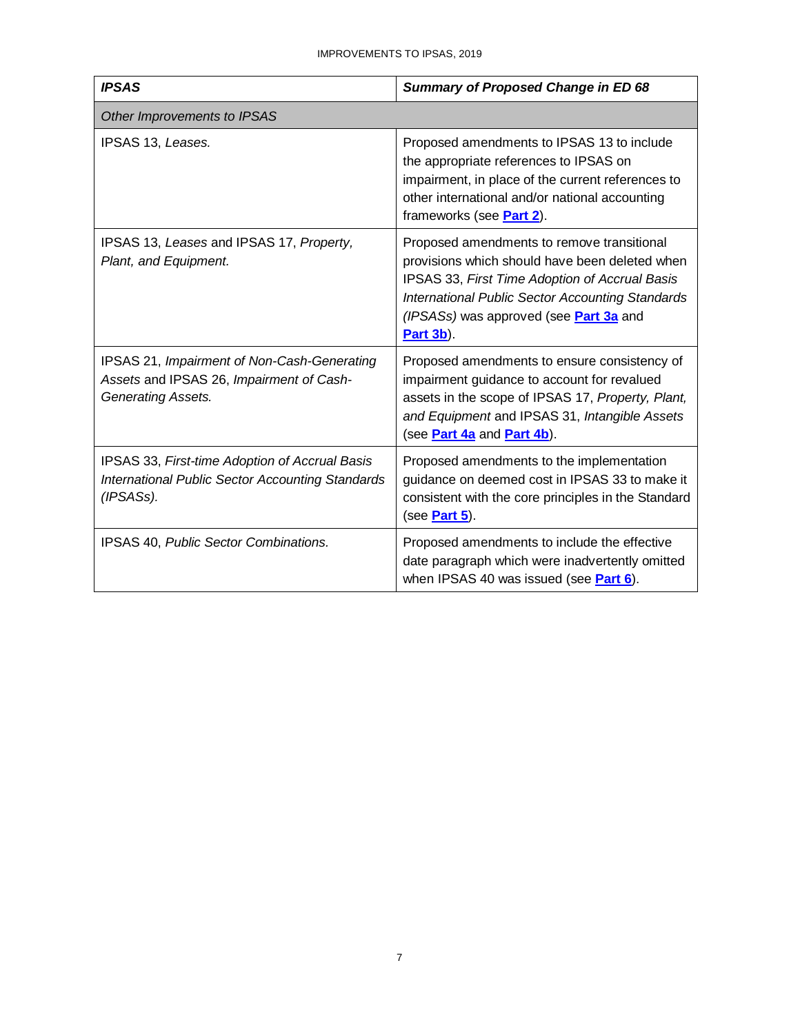| ***IPSAS*** | ***Summary of Proposed Change in ED 68*** |
|---|---|
| *Other Improvements to IPSAS* | |
| IPSAS 13, *Leases.* | Proposed amendments to IPSAS 13 to include the appropriate references to IPSAS on impairment, in place of the current references to other international and/or national accounting frameworks (see **Part 2**). |
| IPSAS 13, *Leases* and IPSAS 17, *Property, Plant, and Equipment.* | Proposed amendments to remove transitional provisions which should have been deleted when IPSAS 33, *First Time Adoption of Accrual Basis International Public Sector Accounting Standards (IPSASs)* was approved (see **Part 3a** and **Part 3b**). |
| IPSAS 21, *Impairment of Non-Cash-Generating Assets* and IPSAS 26, *Impairment of Cash-Generating Assets.* | Proposed amendments to ensure consistency of impairment guidance to account for revalued assets in the scope of IPSAS 17, *Property, Plant, and Equipment* and IPSAS 31, *Intangible Assets* (see **Part 4a** and **Part 4b**). |
| IPSAS 33, *First-time Adoption of Accrual Basis International Public Sector Accounting Standards (IPSASs).* | Proposed amendments to the implementation guidance on deemed cost in IPSAS 33 to make it consistent with the core principles in the Standard (see **Part 5**). |
| IPSAS 40, *Public Sector Combinations.* | Proposed amendments to include the effective date paragraph which were inadvertently omitted when IPSAS 40 was issued (see **Part 6**). |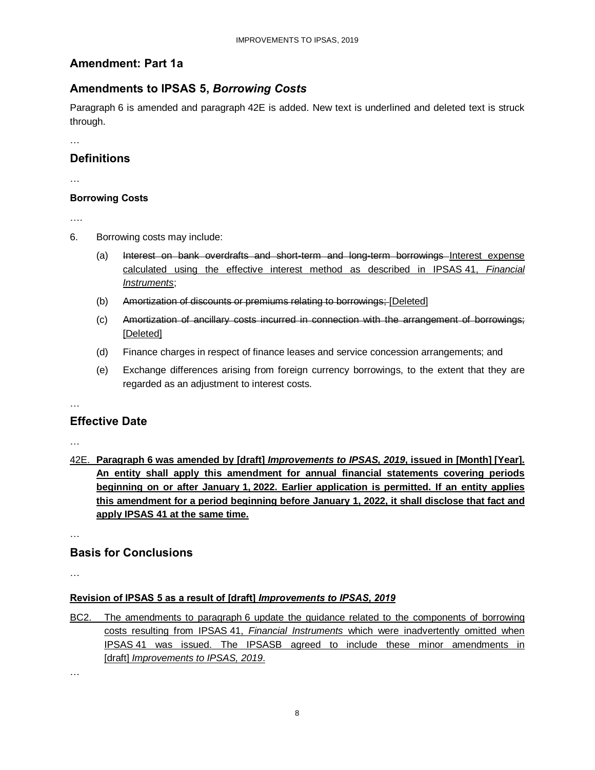## Amendment: Part 1a

## Amendments to IPSAS 5, *Borrowing Costs*

Paragraph 6 is amended and paragraph 42E is added. New text is underlined and deleted text is struck through.

…

## Definitions

…

#### Borrowing Costs

….

6. Borrowing costs may include:

   (a) ~~Interest on bank overdrafts and short-term and long-term borrowings~~ <u>Interest expense calculated using the effective interest method as described in IPSAS 41, *Financial Instruments*</u>;

   (b) ~~Amortization of discounts or premiums relating to borrowings;~~ <u>[Deleted]</u>

   (c) ~~Amortization of ancillary costs incurred in connection with the arrangement of borrowings;~~ <u>[Deleted]</u>

   (d) Finance charges in respect of finance leases and service concession arrangements; and

   (e) Exchange differences arising from foreign currency borrowings, to the extent that they are regarded as an adjustment to interest costs.

…

## Effective Date

…

<u>42E.</u> <u>**Paragraph 6 was amended by [draft] *Improvements to IPSAS, 2019*, issued in [Month] [Year]. An entity shall apply this amendment for annual financial statements covering periods beginning on or after January 1, 2022. Earlier application is permitted. If an entity applies this amendment for a period beginning before January 1, 2022, it shall disclose that fact and apply IPSAS 41 at the same time.**</u>

…

## Basis for Conclusions

…

#### <u>Revision of IPSAS 5 as a result of [draft] *Improvements to IPSAS, 2019*</u>

<u>BC2. The amendments to paragraph 6 update the guidance related to the components of borrowing costs resulting from IPSAS 41, *Financial Instruments* which were inadvertently omitted when IPSAS 41 was issued. The IPSASB agreed to include these minor amendments in [draft] *Improvements to IPSAS, 2019*.</u>

…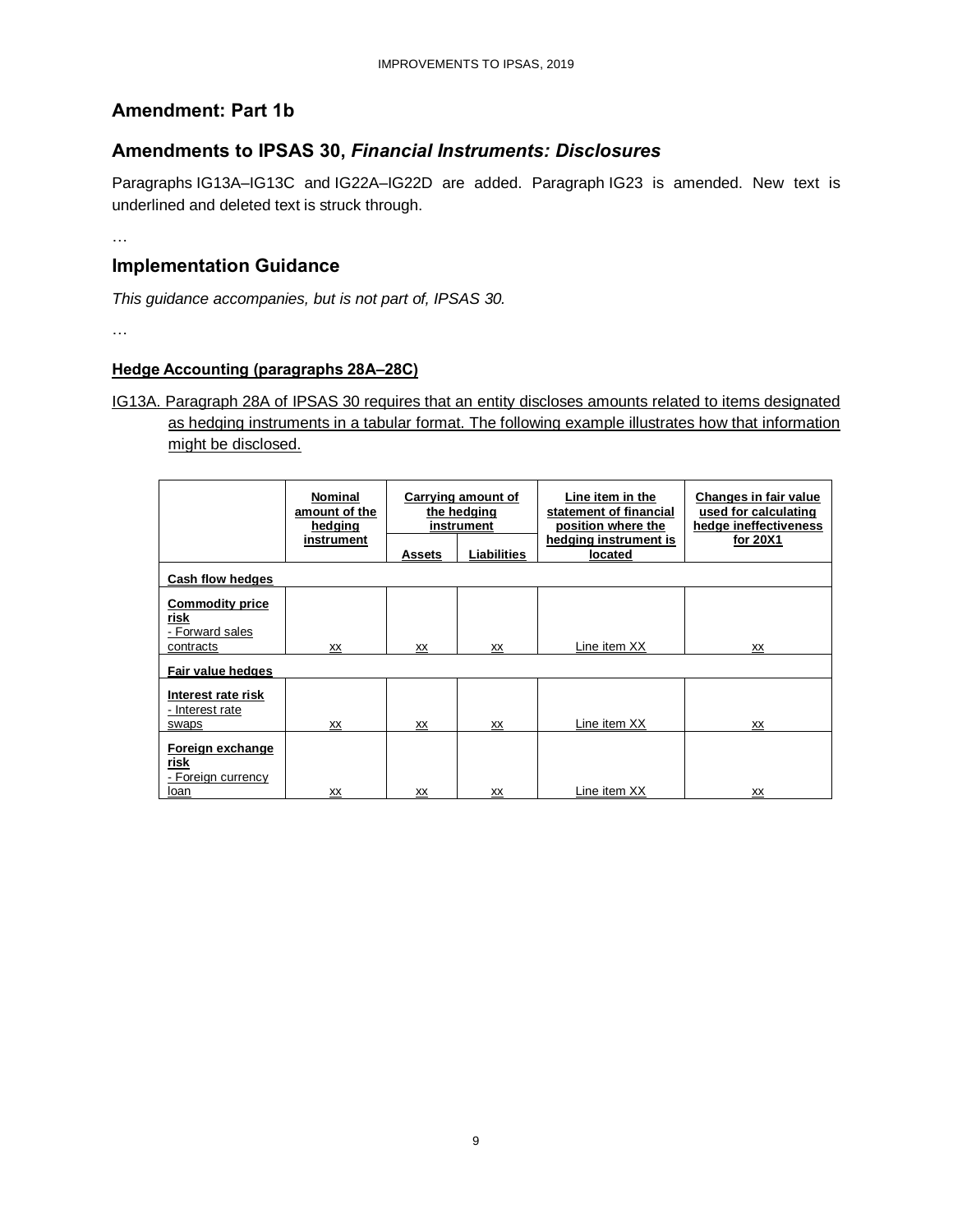## Amendment: Part 1b

## Amendments to IPSAS 30, *Financial Instruments: Disclosures*

Paragraphs IG13A–IG13C and IG22A–IG22D are added. Paragraph IG23 is amended. New text is underlined and deleted text is struck through.

…

## Implementation Guidance

*This guidance accompanies, but is not part of, IPSAS 30.*

…

**Hedge Accounting (paragraphs 28A–28C)**

IG13A. Paragraph 28A of IPSAS 30 requires that an entity discloses amounts related to items designated as hedging instruments in a tabular format. The following example illustrates how that information might be disclosed.

| | Nominal amount of the hedging instrument | Carrying amount of the hedging instrument | | Line item in the statement of financial position where the hedging instrument is located | Changes in fair value used for calculating hedge ineffectiveness for 20X1 |
|---|---|---|---|---|---|
| | | Assets | Liabilities | | |
| **Cash flow hedges** | | | | | |
| **Commodity price risk** - Forward sales contracts | xx | xx | xx | Line item XX | xx |
| **Fair value hedges** | | | | | |
| **Interest rate risk** - Interest rate swaps | xx | xx | xx | Line item XX | xx |
| **Foreign exchange risk** - Foreign currency loan | xx | xx | xx | Line item XX | xx |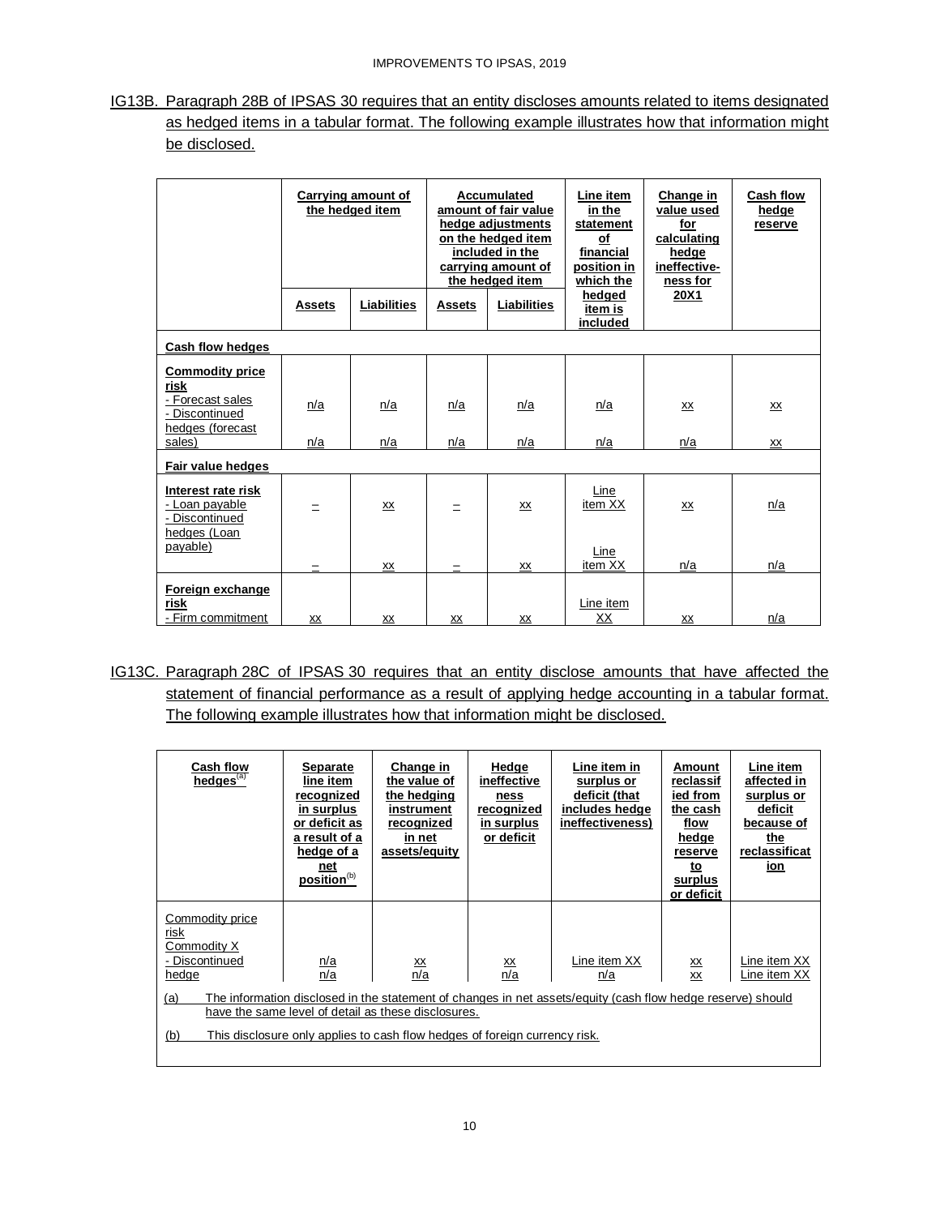IG13B. Paragraph 28B of IPSAS 30 requires that an entity discloses amounts related to items designated as hedged items in a tabular format. The following example illustrates how that information might be disclosed.

| | Carrying amount of the hedged item | | Accumulated amount of fair value hedge adjustments on the hedged item included in the carrying amount of the hedged item | | Line item in the statement of financial position in which the hedged item is included | Change in value used for calculating hedge ineffective-ness for 20X1 | Cash flow hedge reserve |
|---|---|---|---|---|---|---|---|
| | **Assets** | **Liabilities** | **Assets** | **Liabilities** | | | |
| **Cash flow hedges** | | | | | | | |
| **Commodity price risk** | | | | | | | |
| - Forecast sales | n/a | n/a | n/a | n/a | n/a | xx | xx |
| - Discontinued hedges (forecast sales) | n/a | n/a | n/a | n/a | n/a | n/a | xx |
| **Fair value hedges** | | | | | | | |
| **Interest rate risk** | | | | | | | |
| - Loan payable | – | xx | – | xx | Line item XX | xx | n/a |
| - Discontinued hedges (Loan payable) | – | xx | – | xx | Line item XX | n/a | n/a |
| **Foreign exchange risk** | | | | | | | |
| - Firm commitment | xx | xx | xx | xx | Line item XX | xx | n/a |

IG13C. Paragraph 28C of IPSAS 30 requires that an entity disclose amounts that have affected the statement of financial performance as a result of applying hedge accounting in a tabular format. The following example illustrates how that information might be disclosed.

| Cash flow hedges[(a)] | Separate line item recognized in surplus or deficit as a result of a hedge of a net position[(b)] | Change in the value of the hedging instrument recognized in net assets/equity | Hedge ineffectiveness recognized in surplus or deficit | Line item in surplus or deficit (that includes hedge ineffectiveness) | Amount reclassified from the cash flow hedge reserve to surplus or deficit | Line item affected in surplus or deficit because of the reclassification |
|---|---|---|---|---|---|---|
| Commodity price risk | | | | | | |
| Commodity X | n/a | xx | xx | Line item XX | xx | Line item XX |
| - Discontinued hedge | n/a | n/a | n/a | n/a | xx | Line item XX |

(a) The information disclosed in the statement of changes in net assets/equity (cash flow hedge reserve) should have the same level of detail as these disclosures.

(b) This disclosure only applies to cash flow hedges of foreign currency risk.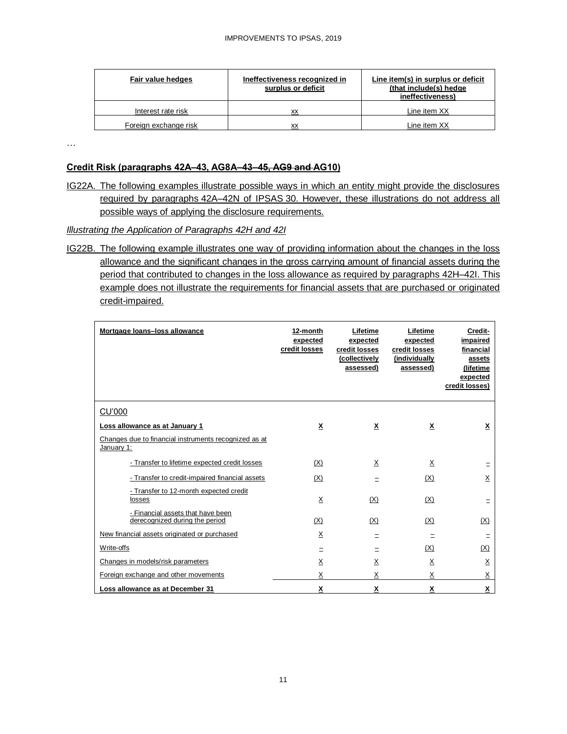| Fair value hedges | Ineffectiveness recognized in surplus or deficit | Line item(s) in surplus or deficit (that include(s) hedge ineffectiveness) |
|---|---|---|
| Interest rate risk | xx | Line item XX |
| Foreign exchange risk | xx | Line item XX |

…

**Credit Risk (paragraphs 42A–43, AG8A–~~43–45, AG9 and~~ AG10)**

IG22A. The following examples illustrate possible ways in which an entity might provide the disclosures required by paragraphs 42A–42N of IPSAS 30. However, these illustrations do not address all possible ways of applying the disclosure requirements.

*Illustrating the Application of Paragraphs 42H and 42I*

IG22B. The following example illustrates one way of providing information about the changes in the loss allowance and the significant changes in the gross carrying amount of financial assets during the period that contributed to changes in the loss allowance as required by paragraphs 42H–42I. This example does not illustrate the requirements for financial assets that are purchased or originated credit-impaired.

| Mortgage loans–loss allowance | 12-month expected credit losses | Lifetime expected credit losses (collectively assessed) | Lifetime expected credit losses (individually assessed) | Credit-impaired financial assets (lifetime expected credit losses) |
|---|---|---|---|---|
| CU'000 | | | | |
| **Loss allowance as at January 1** | **X** | **X** | **X** | **X** |
| Changes due to financial instruments recognized as at January 1: | | | | |
| - Transfer to lifetime expected credit losses | (X) | X | X | – |
| - Transfer to credit-impaired financial assets | (X) | – | (X) | X |
| - Transfer to 12-month expected credit losses | X | (X) | (X) | – |
| - Financial assets that have been derecognized during the period | (X) | (X) | (X) | (X) |
| New financial assets originated or purchased | X | – | – | – |
| Write-offs | – | – | (X) | (X) |
| Changes in models/risk parameters | X | X | X | X |
| Foreign exchange and other movements | X | X | X | X |
| **Loss allowance as at December 31** | **X** | **X** | **X** | **X** |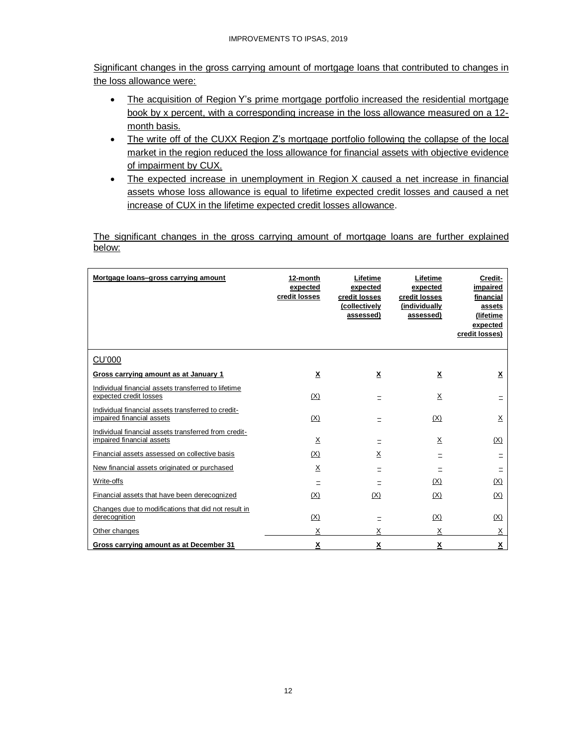Significant changes in the gross carrying amount of mortgage loans that contributed to changes in the loss allowance were:

- The acquisition of Region Y's prime mortgage portfolio increased the residential mortgage book by x percent, with a corresponding increase in the loss allowance measured on a 12-month basis.
- The write off of the CUXX Region Z's mortgage portfolio following the collapse of the local market in the region reduced the loss allowance for financial assets with objective evidence of impairment by CUX.
- The expected increase in unemployment in Region X caused a net increase in financial assets whose loss allowance is equal to lifetime expected credit losses and caused a net increase of CUX in the lifetime expected credit losses allowance.

The significant changes in the gross carrying amount of mortgage loans are further explained below:

| Mortgage loans–gross carrying amount | 12-month expected credit losses | Lifetime expected credit losses (collectively assessed) | Lifetime expected credit losses (individually assessed) | Credit-impaired financial assets (lifetime expected credit losses) |
|---|---|---|---|---|
| CU'000 | | | | |
| **Gross carrying amount as at January 1** | **X** | **X** | **X** | **X** |
| Individual financial assets transferred to lifetime expected credit losses | (X) | – | X | – |
| Individual financial assets transferred to credit-impaired financial assets | (X) | – | (X) | X |
| Individual financial assets transferred from credit-impaired financial assets | X | – | X | (X) |
| Financial assets assessed on collective basis | (X) | X | – | – |
| New financial assets originated or purchased | X | – | – | – |
| Write-offs | – | – | (X) | (X) |
| Financial assets that have been derecognized | (X) | (X) | (X) | (X) |
| Changes due to modifications that did not result in derecognition | (X) | – | (X) | (X) |
| Other changes | X | X | X | X |
| **Gross carrying amount as at December 31** | **X** | **X** | **X** | **X** |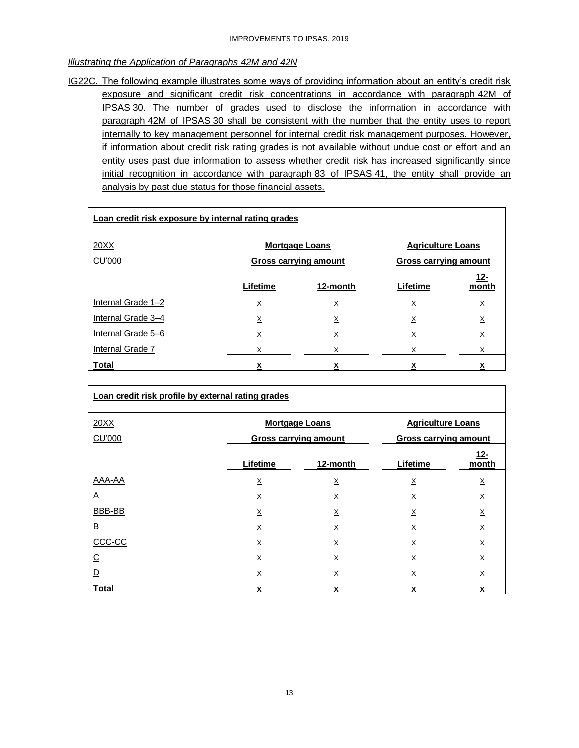*Illustrating the Application of Paragraphs 42M and 42N*

IG22C. The following example illustrates some ways of providing information about an entity's credit risk exposure and significant credit risk concentrations in accordance with paragraph 42M of IPSAS 30. The number of grades used to disclose the information in accordance with paragraph 42M of IPSAS 30 shall be consistent with the number that the entity uses to report internally to key management personnel for internal credit risk management purposes. However, if information about credit risk rating grades is not available without undue cost or effort and an entity uses past due information to assess whether credit risk has increased significantly since initial recognition in accordance with paragraph 83 of IPSAS 41, the entity shall provide an analysis by past due status for those financial assets.

**Loan credit risk exposure by internal rating grades**

| 20XX | Mortgage Loans | | Agriculture Loans | |
|---|---|---|---|---|
| CU'000 | Gross carrying amount | | Gross carrying amount | |
| | **Lifetime** | **12-month** | **Lifetime** | **12-month** |
| Internal Grade 1–2 | X | X | X | X |
| Internal Grade 3–4 | X | X | X | X |
| Internal Grade 5–6 | X | X | X | X |
| Internal Grade 7 | X | X | X | X |
| **Total** | **X** | **X** | **X** | **X** |

**Loan credit risk profile by external rating grades**

| 20XX | Mortgage Loans | | Agriculture Loans | |
|---|---|---|---|---|
| CU'000 | Gross carrying amount | | Gross carrying amount | |
| | **Lifetime** | **12-month** | **Lifetime** | **12-month** |
| AAA-AA | X | X | X | X |
| A | X | X | X | X |
| BBB-BB | X | X | X | X |
| B | X | X | X | X |
| CCC-CC | X | X | X | X |
| C | X | X | X | X |
| D | X | X | X | X |
| **Total** | **X** | **X** | **X** | **X** |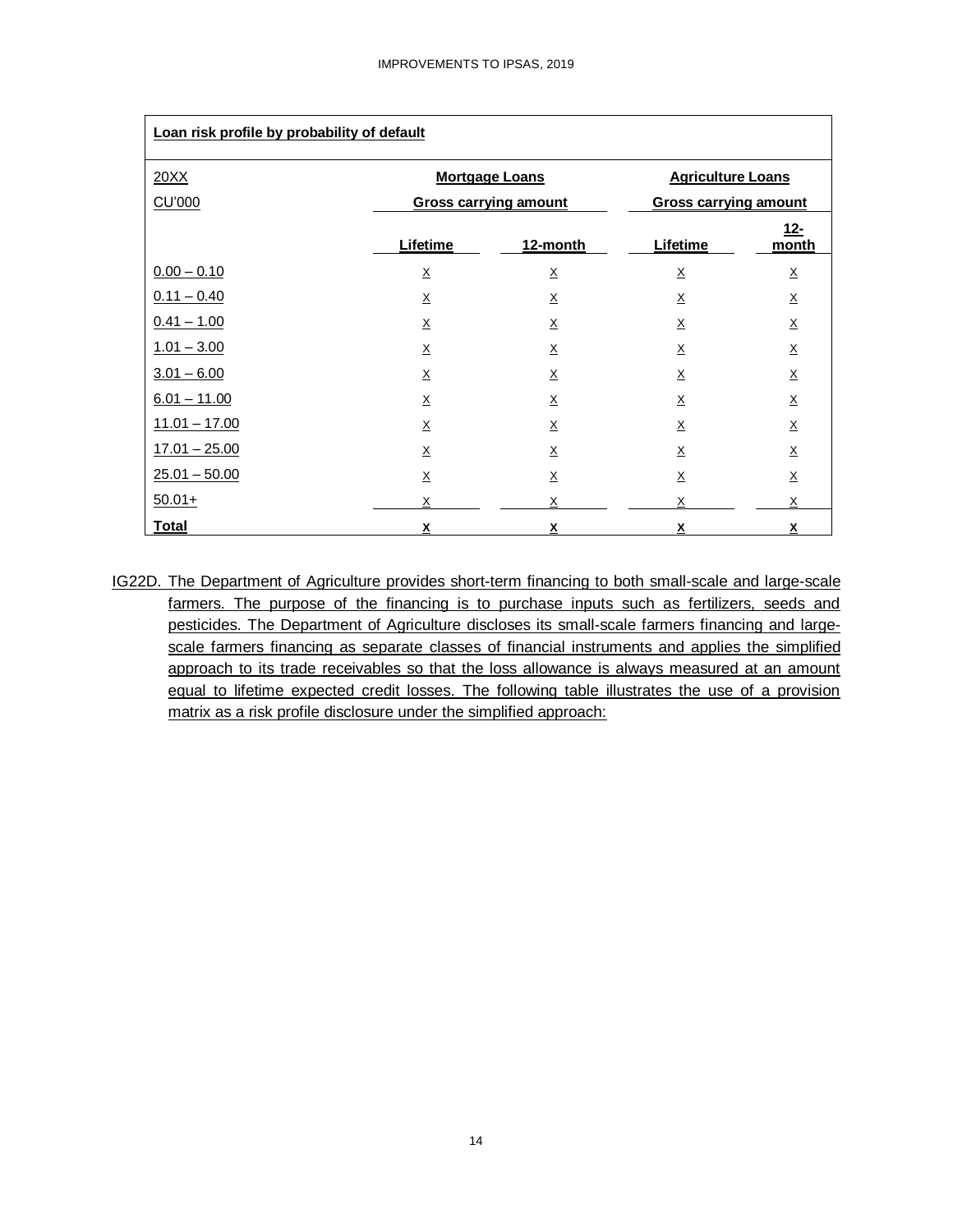| Loan risk profile by probability of default | | | | |
|---|---|---|---|---|
| 20XX | Mortgage Loans | | Agriculture Loans | |
| CU'000 | Gross carrying amount | | Gross carrying amount | |
| | **Lifetime** | **12-month** | **Lifetime** | **12-month** |
| 0.00 – 0.10 | X | X | X | X |
| 0.11 – 0.40 | X | X | X | X |
| 0.41 – 1.00 | X | X | X | X |
| 1.01 – 3.00 | X | X | X | X |
| 3.01 – 6.00 | X | X | X | X |
| 6.01 – 11.00 | X | X | X | X |
| 11.01 – 17.00 | X | X | X | X |
| 17.01 – 25.00 | X | X | X | X |
| 25.01 – 50.00 | X | X | X | X |
| 50.01+ | X | X | X | X |
| **Total** | **X** | **X** | **X** | **X** |

IG22D. The Department of Agriculture provides short-term financing to both small-scale and large-scale farmers. The purpose of the financing is to purchase inputs such as fertilizers, seeds and pesticides. The Department of Agriculture discloses its small-scale farmers financing and large-scale farmers financing as separate classes of financial instruments and applies the simplified approach to its trade receivables so that the loss allowance is always measured at an amount equal to lifetime expected credit losses. The following table illustrates the use of a provision matrix as a risk profile disclosure under the simplified approach: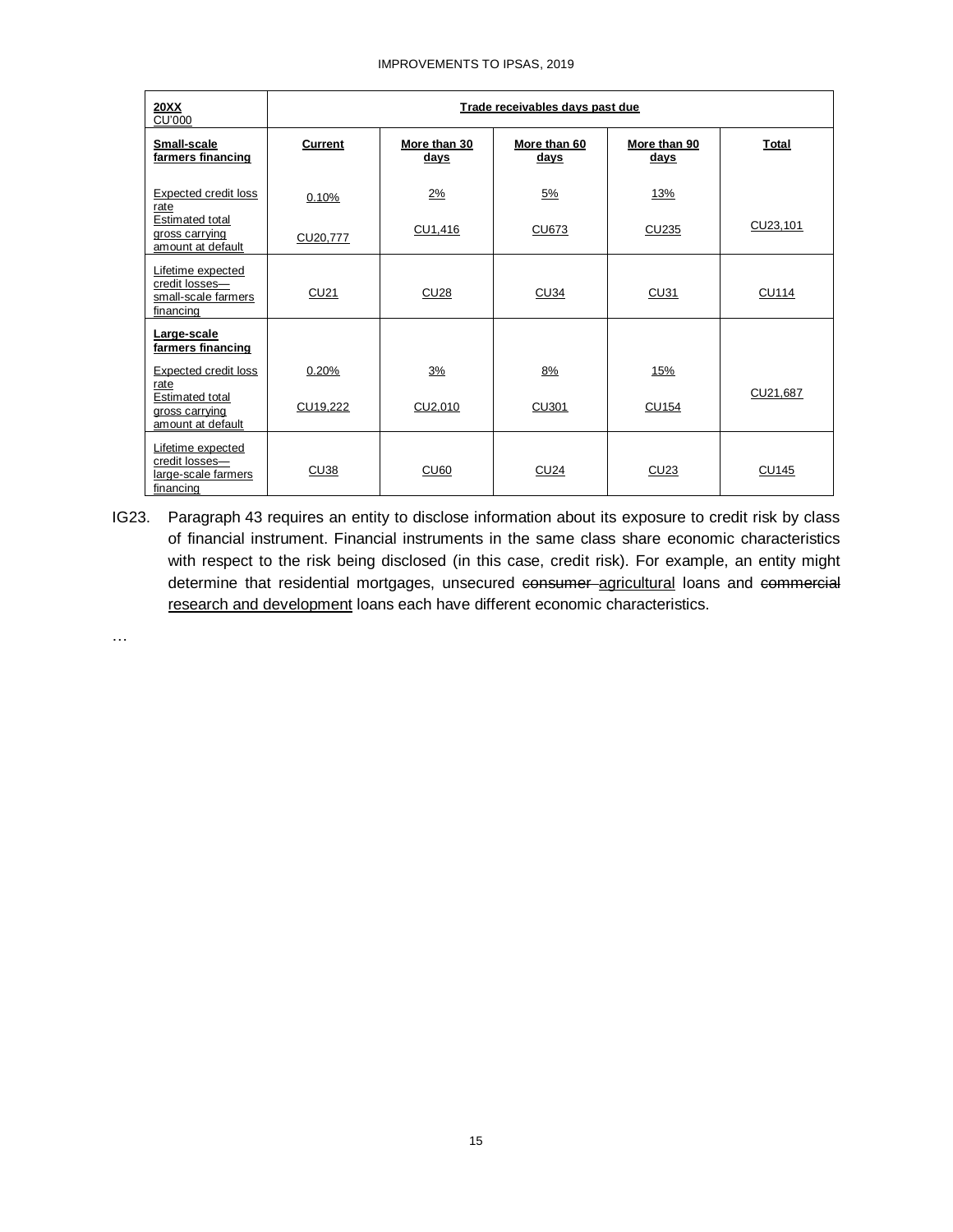| 20XX<br>CU'000 | Trade receivables days past due | | | | |
|---|---|---|---|---|---|
| **Small-scale farmers financing** | **Current** | **More than 30 days** | **More than 60 days** | **More than 90 days** | **Total** |
| Expected credit loss rate | 0.10% | 2% | 5% | 13% | |
| Estimated total gross carrying amount at default | CU20,777 | CU1,416 | CU673 | CU235 | CU23,101 |
| Lifetime expected credit losses—small-scale farmers financing | CU21 | CU28 | CU34 | CU31 | CU114 |
| **Large-scale farmers financing** | | | | | |
| Expected credit loss rate | 0.20% | 3% | 8% | 15% | |
| Estimated total gross carrying amount at default | CU19,222 | CU2,010 | CU301 | CU154 | CU21,687 |
| Lifetime expected credit losses—large-scale farmers financing | CU38 | CU60 | CU24 | CU23 | CU145 |

IG23. Paragraph 43 requires an entity to disclose information about its exposure to credit risk by class of financial instrument. Financial instruments in the same class share economic characteristics with respect to the risk being disclosed (in this case, credit risk). For example, an entity might determine that residential mortgages, unsecured ~~consumer~~ agricultural loans and ~~commercial~~ research and development loans each have different economic characteristics.

…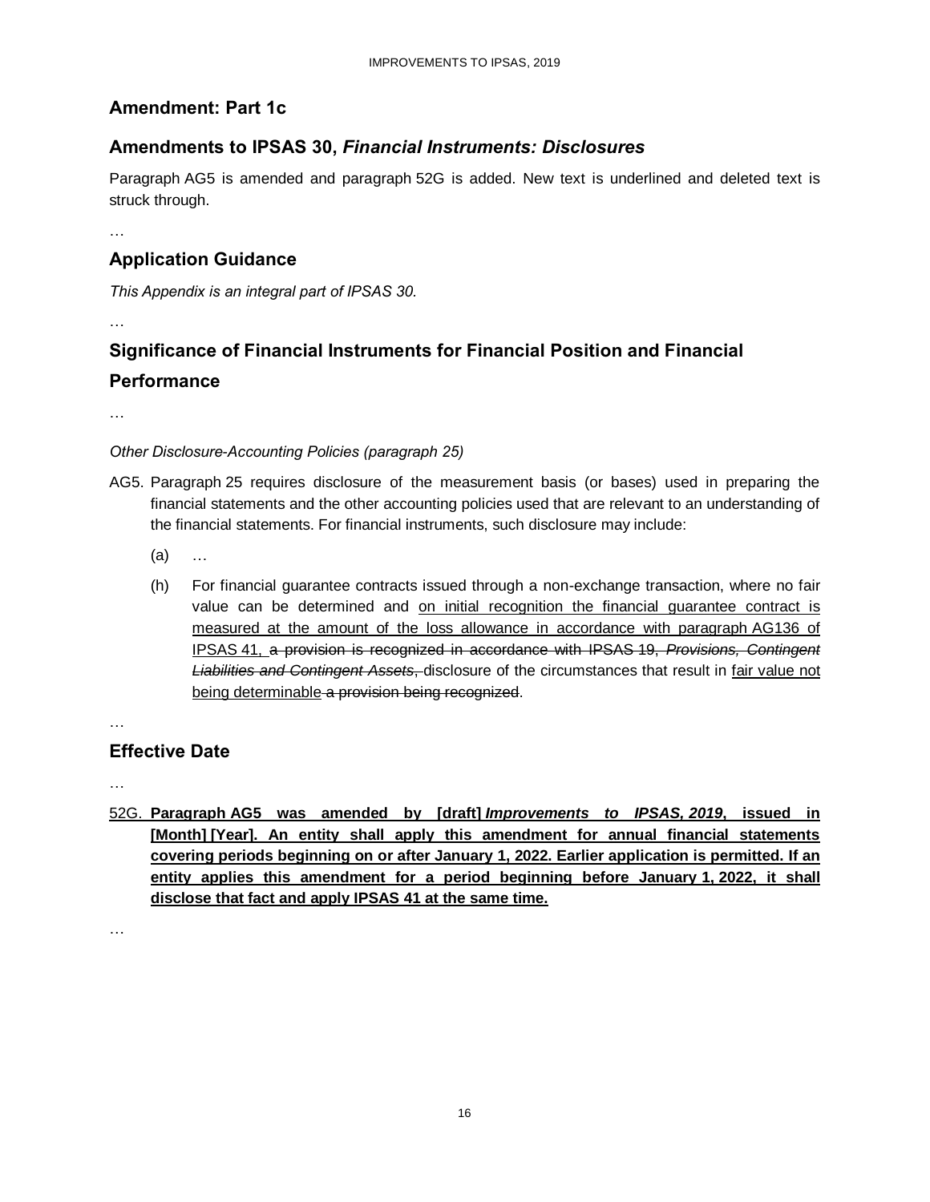## Amendment: Part 1c

## Amendments to IPSAS 30, *Financial Instruments: Disclosures*

Paragraph AG5 is amended and paragraph 52G is added. New text is underlined and deleted text is struck through.

…

## Application Guidance

*This Appendix is an integral part of IPSAS 30.*

…

## Significance of Financial Instruments for Financial Position and Financial Performance

…

*Other Disclosure-Accounting Policies (paragraph 25)*

AG5. Paragraph 25 requires disclosure of the measurement basis (or bases) used in preparing the financial statements and the other accounting policies used that are relevant to an understanding of the financial statements. For financial instruments, such disclosure may include:

(a) …

(h) For financial guarantee contracts issued through a non-exchange transaction, where no fair value can be determined and <u>on initial recognition the financial guarantee contract is measured at the amount of the loss allowance in accordance with paragraph AG136 of IPSAS 41,</u> ~~a provision is recognized in accordance with IPSAS 19, *Provisions, Contingent Liabilities and Contingent Assets*,~~ disclosure of the circumstances that result in <u>fair value not being determinable</u> ~~a provision being recognized~~.

…

## Effective Date

…

<u>52G.</u> <u>**Paragraph AG5 was amended by [draft] *Improvements to IPSAS, 2019*, issued in [Month] [Year]. An entity shall apply this amendment for annual financial statements covering periods beginning on or after January 1, 2022. Earlier application is permitted. If an entity applies this amendment for a period beginning before January 1, 2022, it shall disclose that fact and apply IPSAS 41 at the same time.**</u>

…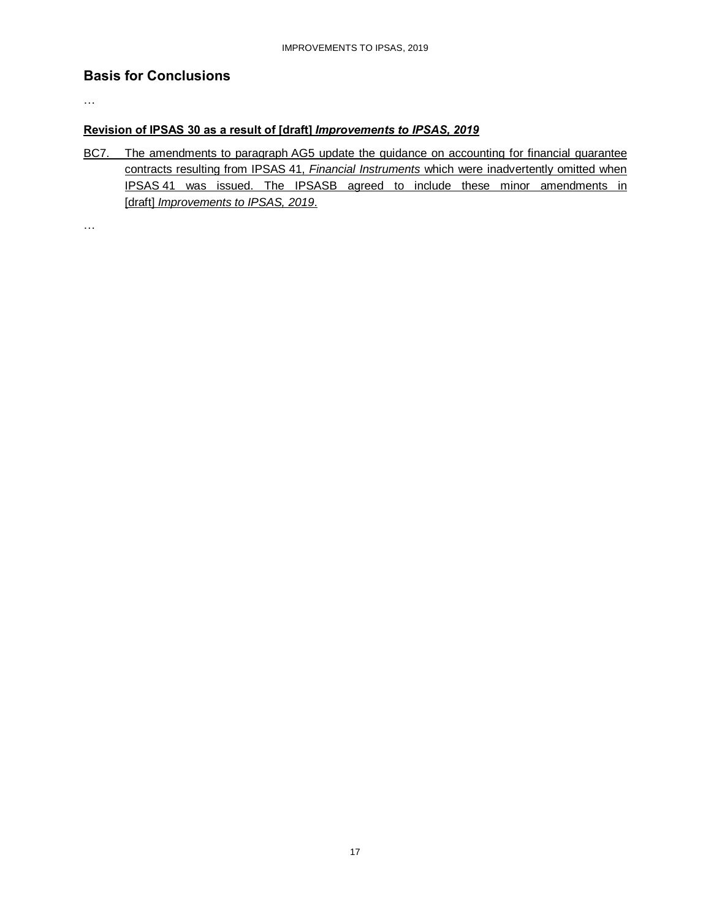## Basis for Conclusions

…

**Revision of IPSAS 30 as a result of [draft] *Improvements to IPSAS, 2019***

BC7. The amendments to paragraph AG5 update the guidance on accounting for financial guarantee contracts resulting from IPSAS 41, *Financial Instruments* which were inadvertently omitted when IPSAS 41 was issued. The IPSASB agreed to include these minor amendments in [draft] *Improvements to IPSAS, 2019*.

…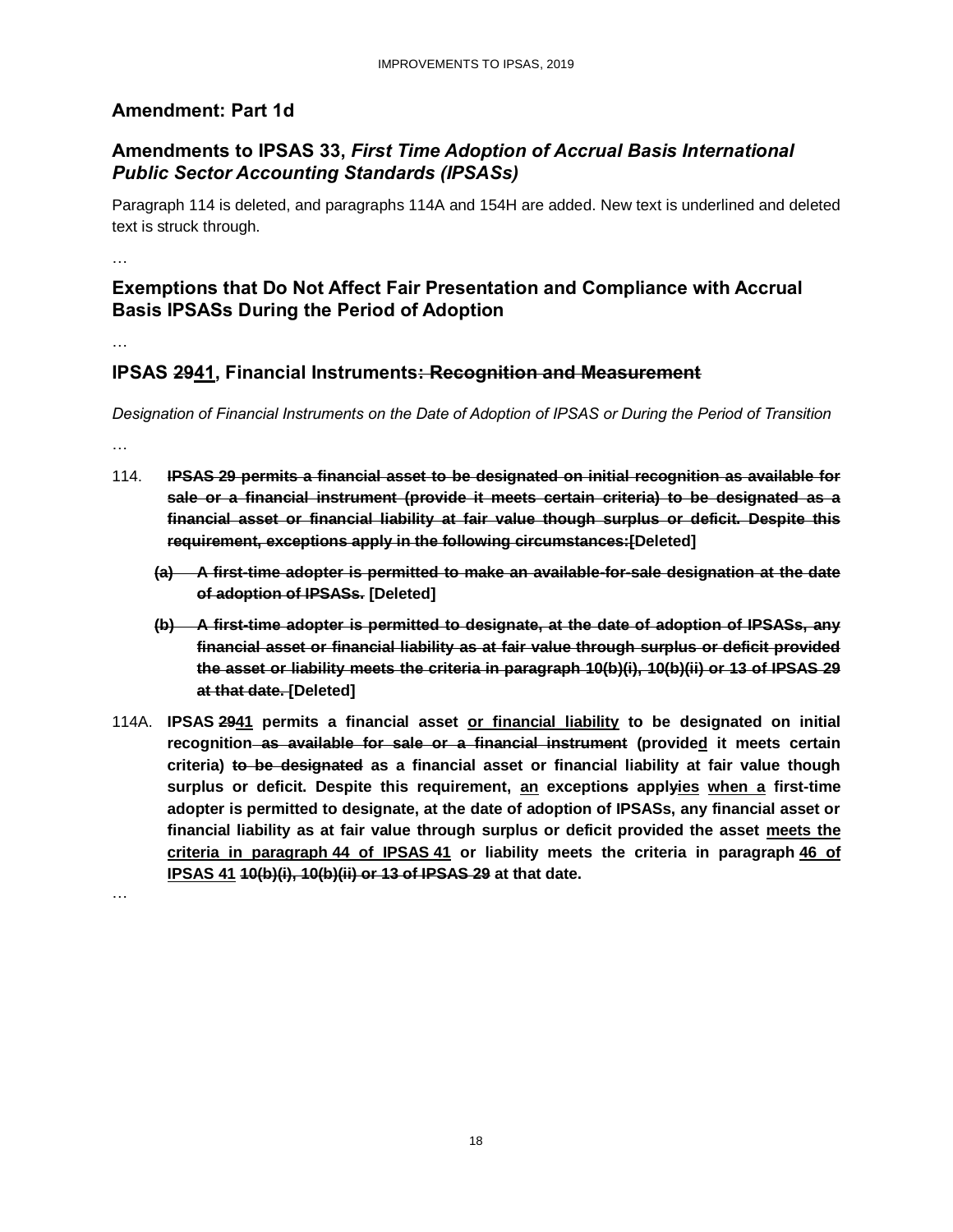## Amendment: Part 1d

## Amendments to IPSAS 33, *First Time Adoption of Accrual Basis International Public Sector Accounting Standards (IPSASs)*

Paragraph 114 is deleted, and paragraphs 114A and 154H are added. New text is underlined and deleted text is struck through.

…

## Exemptions that Do Not Affect Fair Presentation and Compliance with Accrual Basis IPSASs During the Period of Adoption

…

### IPSAS ~~29~~<u>41</u>, Financial Instruments~~: Recognition and Measurement~~

*Designation of Financial Instruments on the Date of Adoption of IPSAS or During the Period of Transition*

…

114. **~~IPSAS 29 permits a financial asset to be designated on initial recognition as available for sale or a financial instrument (provide it meets certain criteria) to be designated as a financial asset or financial liability at fair value though surplus or deficit. Despite this requirement, exceptions apply in the following circumstances:~~[Deleted]**

   **(a) ~~A first-time adopter is permitted to make an available-for-sale designation at the date of adoption of IPSASs.~~ [Deleted]**

   **(b) ~~A first-time adopter is permitted to designate, at the date of adoption of IPSASs, any financial asset or financial liability as at fair value through surplus or deficit provided the asset or liability meets the criteria in paragraph 10(b)(i), 10(b)(ii) or 13 of IPSAS 29 at that date.~~ [Deleted]**

114A. **IPSAS ~~29~~<u>41</u> permits a financial asset <u>or financial liability</u> to be designated on initial recognition~~ as available for sale or a financial instrument~~ (provide<u>d</u> it meets certain criteria) ~~to be designated~~ as a financial asset or financial liability at fair value though surplus or deficit. Despite this requirement, <u>an</u> exception~~s~~ appl~~y~~<u>ies</u> <u>when a</u> first-time adopter is permitted to designate, at the date of adoption of IPSASs, any financial asset or financial liability as at fair value through surplus or deficit provided the asset <u>meets the criteria in paragraph 44 of IPSAS 41</u> or liability meets the criteria in paragraph <u>46 of IPSAS 41</u> ~~10(b)(i), 10(b)(ii) or 13 of IPSAS 29~~ at that date.**

…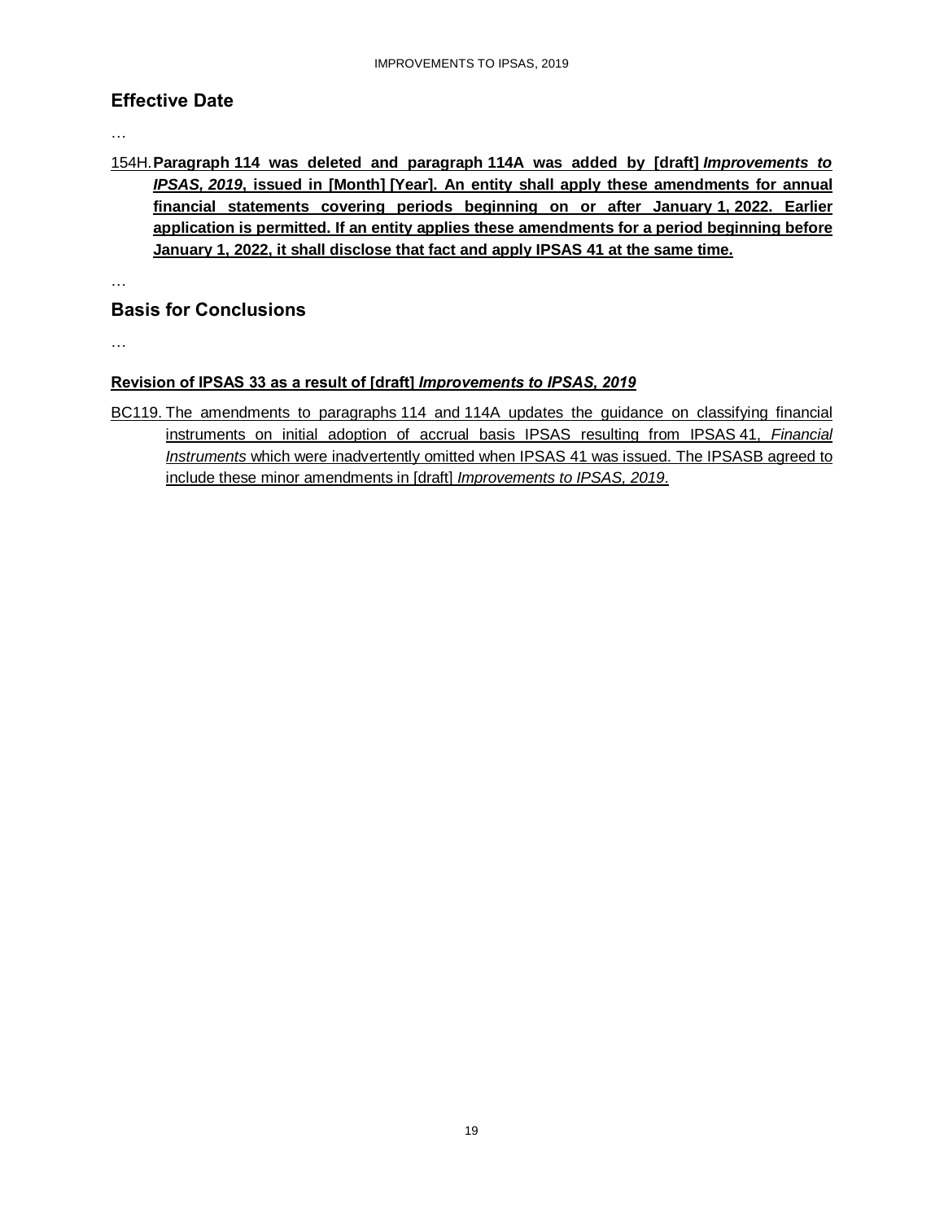## Effective Date

…

154H. **Paragraph 114 was deleted and paragraph 114A was added by [draft] *Improvements to IPSAS, 2019*, issued in [Month] [Year]. An entity shall apply these amendments for annual financial statements covering periods beginning on or after January 1, 2022. Earlier application is permitted. If an entity applies these amendments for a period beginning before January 1, 2022, it shall disclose that fact and apply IPSAS 41 at the same time.**

…

## Basis for Conclusions

…

### Revision of IPSAS 33 as a result of [draft] *Improvements to IPSAS, 2019*

BC119. The amendments to paragraphs 114 and 114A updates the guidance on classifying financial instruments on initial adoption of accrual basis IPSAS resulting from IPSAS 41, *Financial Instruments* which were inadvertently omitted when IPSAS 41 was issued. The IPSASB agreed to include these minor amendments in [draft] *Improvements to IPSAS, 2019*.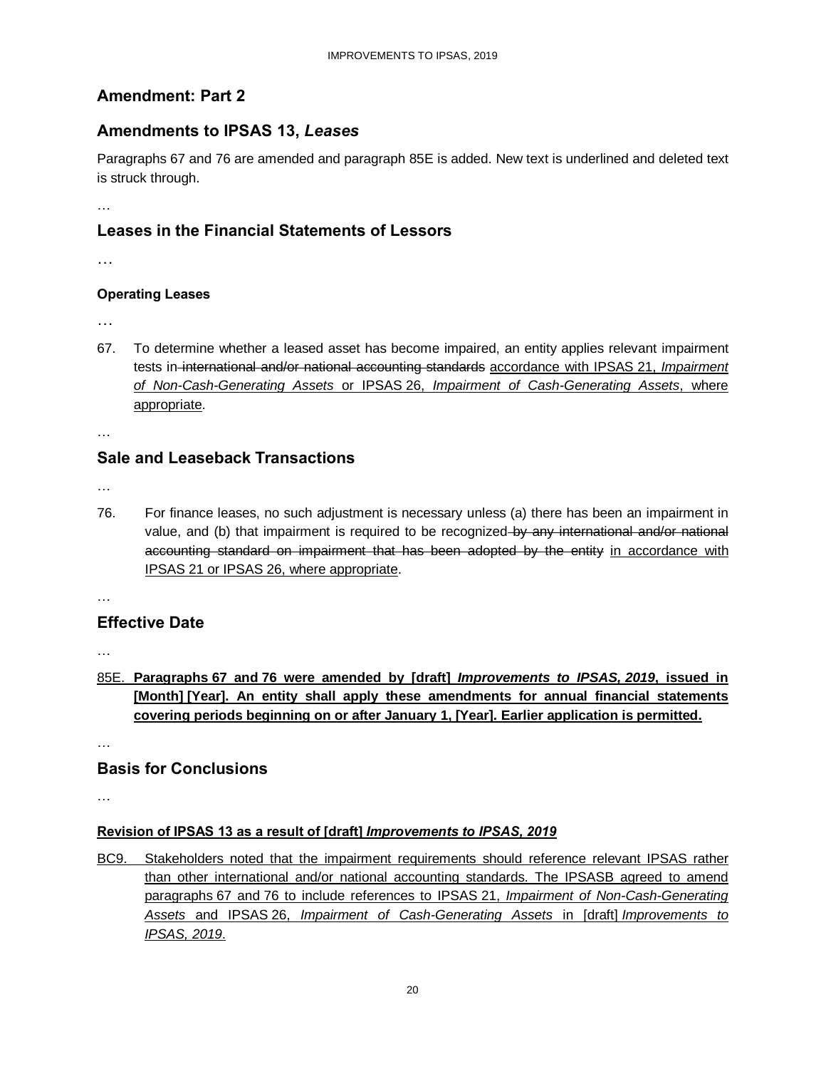## Amendment: Part 2

## Amendments to IPSAS 13, *Leases*

Paragraphs 67 and 76 are amended and paragraph 85E is added. New text is underlined and deleted text is struck through.

…

## Leases in the Financial Statements of Lessors

…

#### Operating Leases

…

67. To determine whether a leased asset has become impaired, an entity applies relevant impairment tests in ~~international and/or national accounting standards~~ <u>accordance with IPSAS 21, *Impairment of Non-Cash-Generating Assets* or IPSAS 26, *Impairment of Cash-Generating Assets*, where appropriate</u>.

…

## Sale and Leaseback Transactions

…

76. For finance leases, no such adjustment is necessary unless (a) there has been an impairment in value, and (b) that impairment is required to be recognized ~~by any international and/or national accounting standard on impairment that has been adopted by the entity~~ <u>in accordance with IPSAS 21 or IPSAS 26, where appropriate</u>.

…

## Effective Date

…

<u>85E.</u> <u>**Paragraphs 67 and 76 were amended by [draft] *Improvements to IPSAS, 2019*, issued in [Month] [Year]. An entity shall apply these amendments for annual financial statements covering periods beginning on or after January 1, [Year]. Earlier application is permitted.**</u>

…

## Basis for Conclusions

…

#### <u>Revision of IPSAS 13 as a result of [draft] *Improvements to IPSAS, 2019*</u>

<u>BC9. Stakeholders noted that the impairment requirements should reference relevant IPSAS rather than other international and/or national accounting standards. The IPSASB agreed to amend paragraphs 67 and 76 to include references to IPSAS 21, *Impairment of Non-Cash-Generating Assets* and IPSAS 26, *Impairment of Cash-Generating Assets* in [draft] *Improvements to IPSAS, 2019*.</u>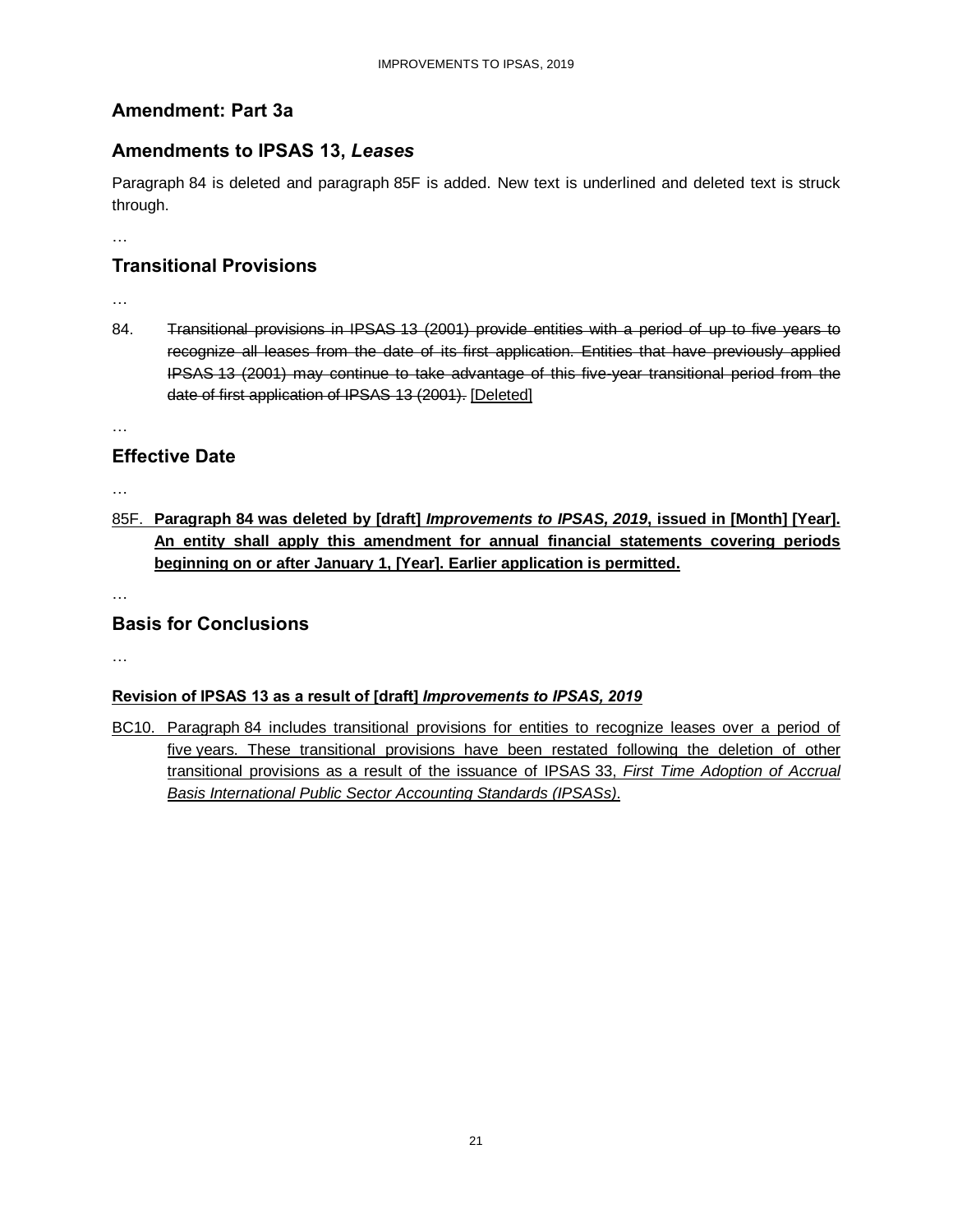## Amendment: Part 3a

## Amendments to IPSAS 13, *Leases*

Paragraph 84 is deleted and paragraph 85F is added. New text is underlined and deleted text is struck through.

…

## Transitional Provisions

…

84. ~~Transitional provisions in IPSAS 13 (2001) provide entities with a period of up to five years to recognize all leases from the date of its first application. Entities that have previously applied IPSAS 13 (2001) may continue to take advantage of this five-year transitional period from the date of first application of IPSAS 13 (2001).~~ <u>[Deleted]</u>

…

## Effective Date

…

<u>85F.</u> <u>**Paragraph 84 was deleted by [draft] *Improvements to IPSAS, 2019*, issued in [Month] [Year]. An entity shall apply this amendment for annual financial statements covering periods beginning on or after January 1, [Year]. Earlier application is permitted.**</u>

…

## Basis for Conclusions

…

<u>**Revision of IPSAS 13 as a result of [draft] *Improvements to IPSAS, 2019***</u>

<u>BC10. Paragraph 84 includes transitional provisions for entities to recognize leases over a period of five years. These transitional provisions have been restated following the deletion of other transitional provisions as a result of the issuance of IPSAS 33, *First Time Adoption of Accrual Basis International Public Sector Accounting Standards (IPSASs)*.</u>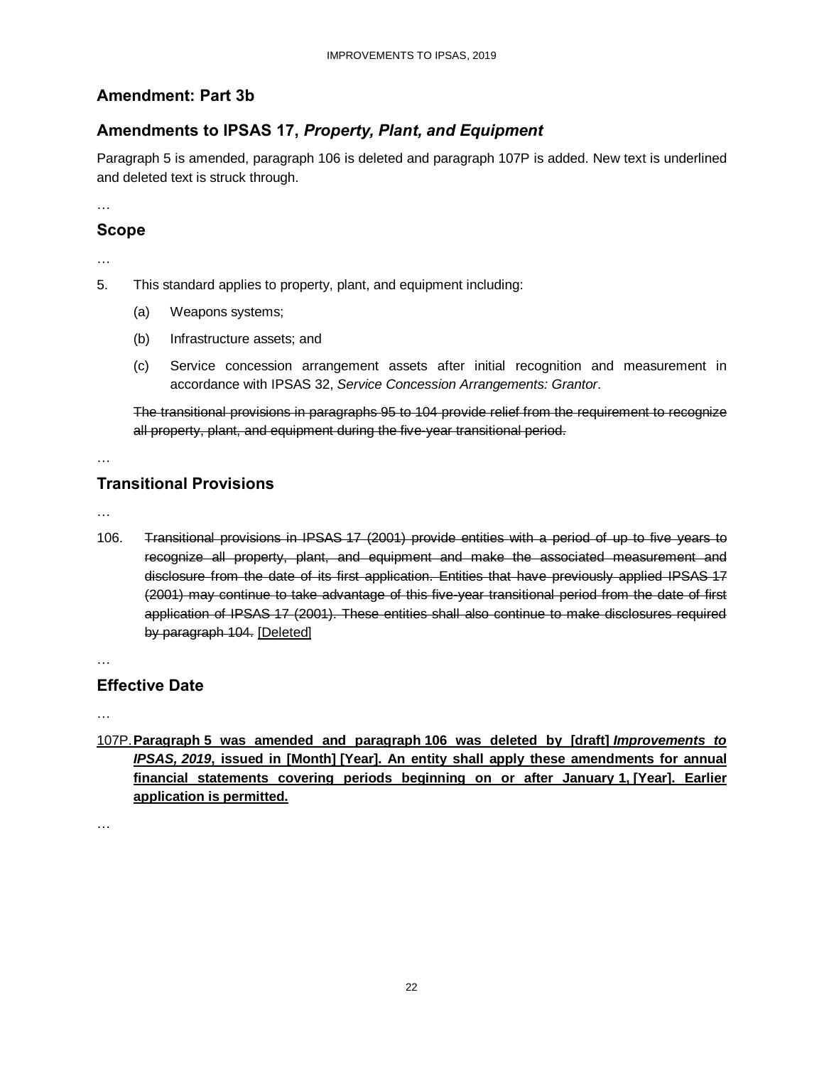## Amendment: Part 3b

## Amendments to IPSAS 17, *Property, Plant, and Equipment*

Paragraph 5 is amended, paragraph 106 is deleted and paragraph 107P is added. New text is underlined and deleted text is struck through.

…

### Scope

…

5. This standard applies to property, plant, and equipment including:

   (a) Weapons systems;

   (b) Infrastructure assets; and

   (c) Service concession arrangement assets after initial recognition and measurement in accordance with IPSAS 32, *Service Concession Arrangements: Grantor*.

   ~~The transitional provisions in paragraphs 95 to 104 provide relief from the requirement to recognize all property, plant, and equipment during the five-year transitional period.~~

…

### Transitional Provisions

…

106. ~~Transitional provisions in IPSAS 17 (2001) provide entities with a period of up to five years to recognize all property, plant, and equipment and make the associated measurement and disclosure from the date of its first application. Entities that have previously applied IPSAS 17 (2001) may continue to take advantage of this five-year transitional period from the date of first application of IPSAS 17 (2001). These entities shall also continue to make disclosures required by paragraph 104.~~ <u>[Deleted]</u>

…

### Effective Date

…

<u>107P.</u> <u>**Paragraph 5 was amended and paragraph 106 was deleted by [draft] *Improvements to IPSAS, 2019*, issued in [Month] [Year]. An entity shall apply these amendments for annual financial statements covering periods beginning on or after January 1, [Year]. Earlier application is permitted.**</u>

…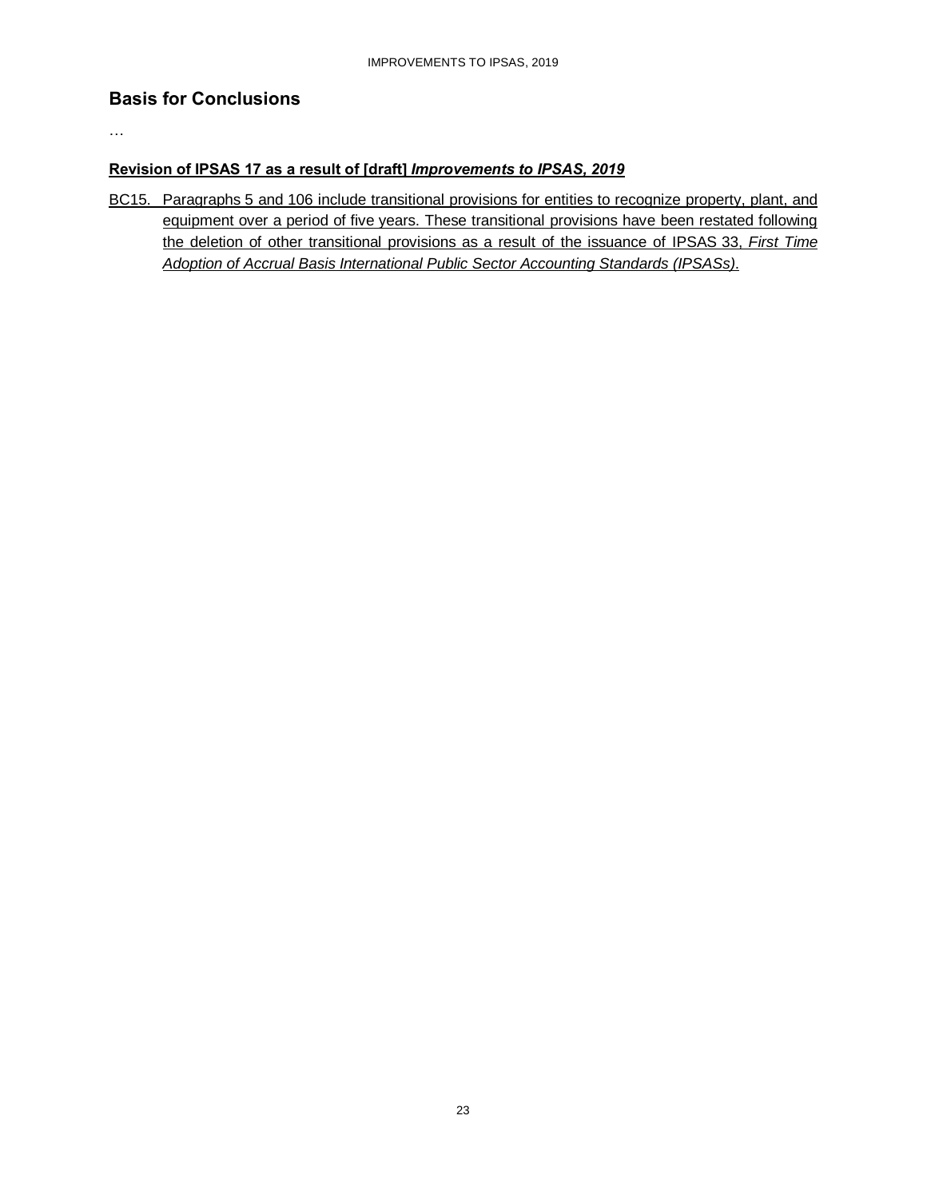## Basis for Conclusions

…

**Revision of IPSAS 17 as a result of [draft] *Improvements to IPSAS, 2019***

BC15. Paragraphs 5 and 106 include transitional provisions for entities to recognize property, plant, and equipment over a period of five years. These transitional provisions have been restated following the deletion of other transitional provisions as a result of the issuance of IPSAS 33, *First Time Adoption of Accrual Basis International Public Sector Accounting Standards (IPSASs)*.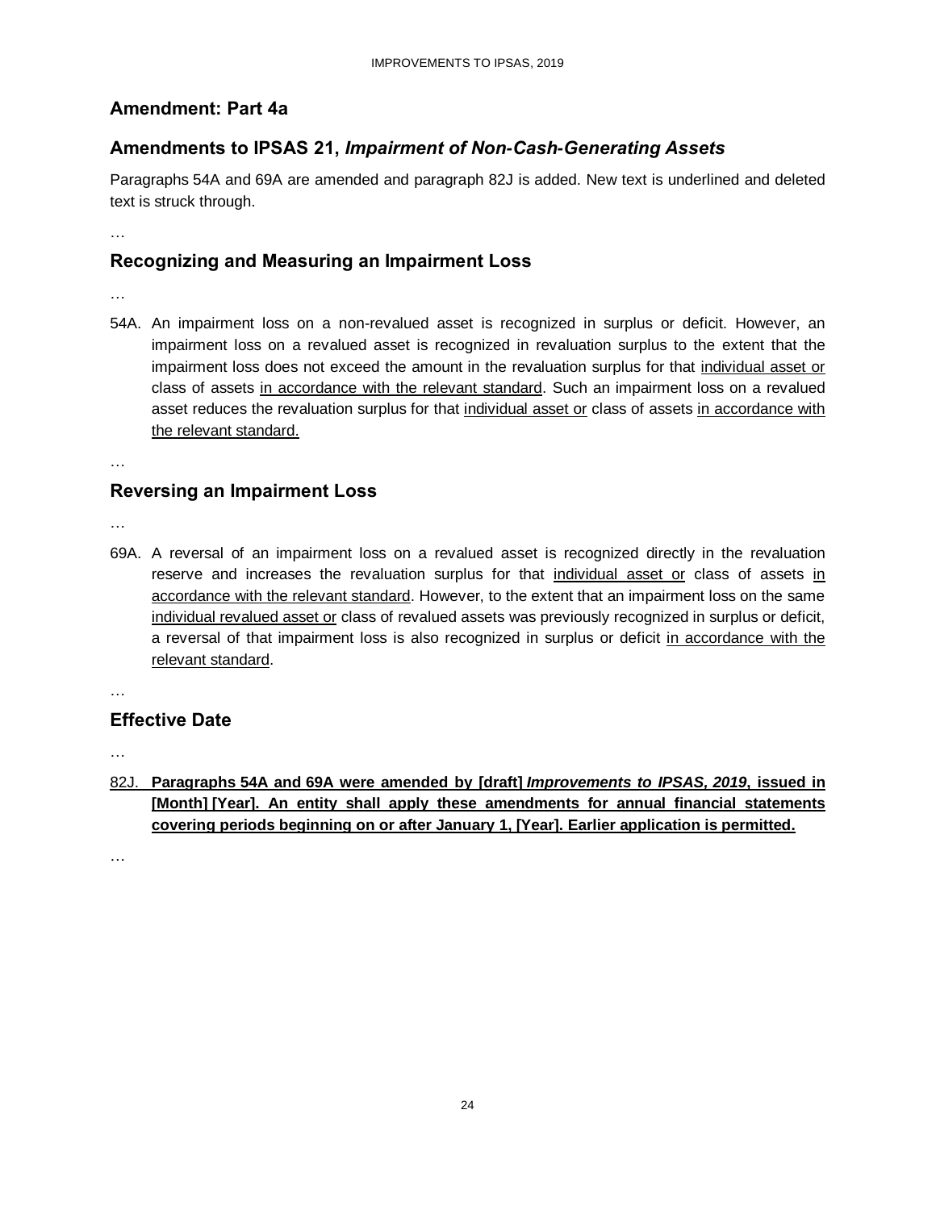## Amendment: Part 4a

## Amendments to IPSAS 21, *Impairment of Non-Cash-Generating Assets*

Paragraphs 54A and 69A are amended and paragraph 82J is added. New text is underlined and deleted text is struck through.

…

## Recognizing and Measuring an Impairment Loss

…

54A. An impairment loss on a non-revalued asset is recognized in surplus or deficit. However, an impairment loss on a revalued asset is recognized in revaluation surplus to the extent that the impairment loss does not exceed the amount in the revaluation surplus for that <u>individual asset or</u> class of assets <u>in accordance with the relevant standard</u>. Such an impairment loss on a revalued asset reduces the revaluation surplus for that <u>individual asset or</u> class of assets <u>in accordance with the relevant standard.</u>

…

## Reversing an Impairment Loss

…

69A. A reversal of an impairment loss on a revalued asset is recognized directly in the revaluation reserve and increases the revaluation surplus for that <u>individual asset or</u> class of assets <u>in accordance with the relevant standard</u>. However, to the extent that an impairment loss on the same <u>individual revalued asset or</u> class of revalued assets was previously recognized in surplus or deficit, a reversal of that impairment loss is also recognized in surplus or deficit <u>in accordance with the relevant standard</u>.

…

## Effective Date

…

<u>82J.</u> <u>**Paragraphs 54A and 69A were amended by [draft] *Improvements to IPSAS, 2019*, issued in [Month] [Year]. An entity shall apply these amendments for annual financial statements covering periods beginning on or after January 1, [Year]. Earlier application is permitted.**</u>

…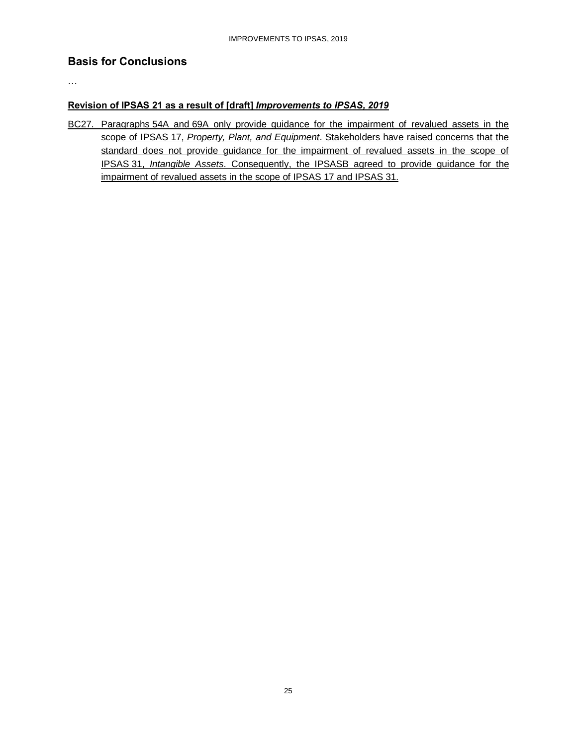## Basis for Conclusions

…

**Revision of IPSAS 21 as a result of [draft] *Improvements to IPSAS, 2019***

BC27. Paragraphs 54A and 69A only provide guidance for the impairment of revalued assets in the scope of IPSAS 17, *Property, Plant, and Equipment*. Stakeholders have raised concerns that the standard does not provide guidance for the impairment of revalued assets in the scope of IPSAS 31, *Intangible Assets*. Consequently, the IPSASB agreed to provide guidance for the impairment of revalued assets in the scope of IPSAS 17 and IPSAS 31.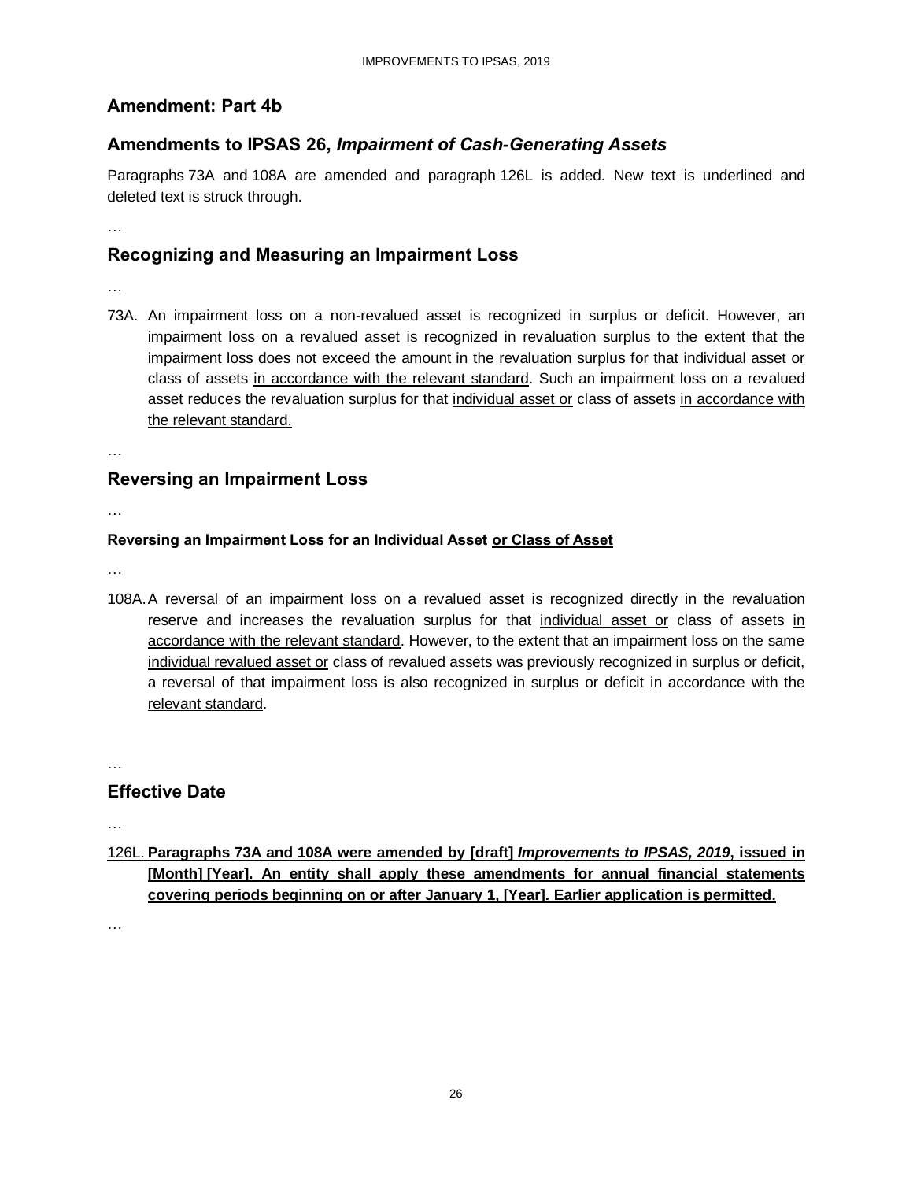## Amendment: Part 4b

## Amendments to IPSAS 26, *Impairment of Cash-Generating Assets*

Paragraphs 73A and 108A are amended and paragraph 126L is added. New text is underlined and deleted text is struck through.

…

## Recognizing and Measuring an Impairment Loss

…

73A. An impairment loss on a non-revalued asset is recognized in surplus or deficit. However, an impairment loss on a revalued asset is recognized in revaluation surplus to the extent that the impairment loss does not exceed the amount in the revaluation surplus for that <u>individual asset or</u> class of assets <u>in accordance with the relevant standard</u>. Such an impairment loss on a revalued asset reduces the revaluation surplus for that <u>individual asset or</u> class of assets <u>in accordance with the relevant standard.</u>

…

## Reversing an Impairment Loss

…

#### Reversing an Impairment Loss for an Individual Asset <u>or Class of Asset</u>

…

108A. A reversal of an impairment loss on a revalued asset is recognized directly in the revaluation reserve and increases the revaluation surplus for that <u>individual asset or</u> class of assets <u>in accordance with the relevant standard</u>. However, to the extent that an impairment loss on the same <u>individual revalued asset or</u> class of revalued assets was previously recognized in surplus or deficit, a reversal of that impairment loss is also recognized in surplus or deficit <u>in accordance with the relevant standard</u>.

…

## Effective Date

…

<u>126L.</u> <u>**Paragraphs 73A and 108A were amended by [draft] *Improvements to IPSAS, 2019*, issued in [Month] [Year]. An entity shall apply these amendments for annual financial statements covering periods beginning on or after January 1, [Year]. Earlier application is permitted.**</u>

…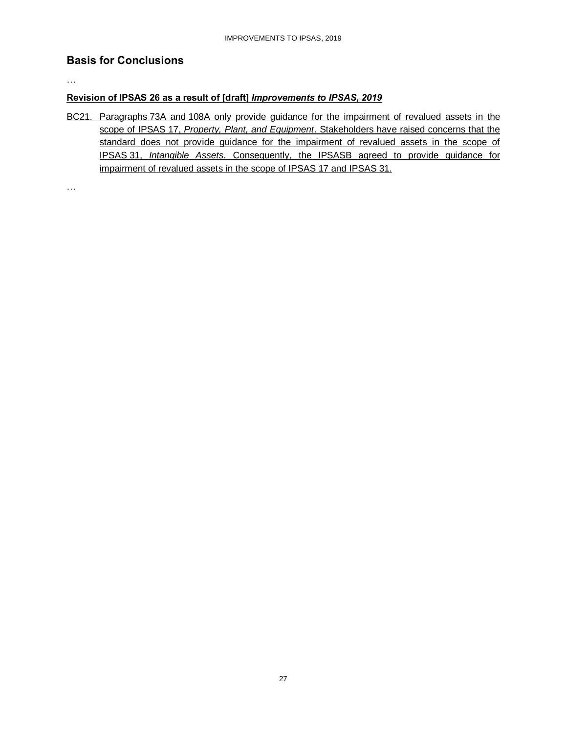## Basis for Conclusions

…

**Revision of IPSAS 26 as a result of [draft] *Improvements to IPSAS, 2019***

BC21. Paragraphs 73A and 108A only provide guidance for the impairment of revalued assets in the scope of IPSAS 17, *Property, Plant, and Equipment*. Stakeholders have raised concerns that the standard does not provide guidance for the impairment of revalued assets in the scope of IPSAS 31, *Intangible Assets*. Consequently, the IPSASB agreed to provide guidance for impairment of revalued assets in the scope of IPSAS 17 and IPSAS 31.

…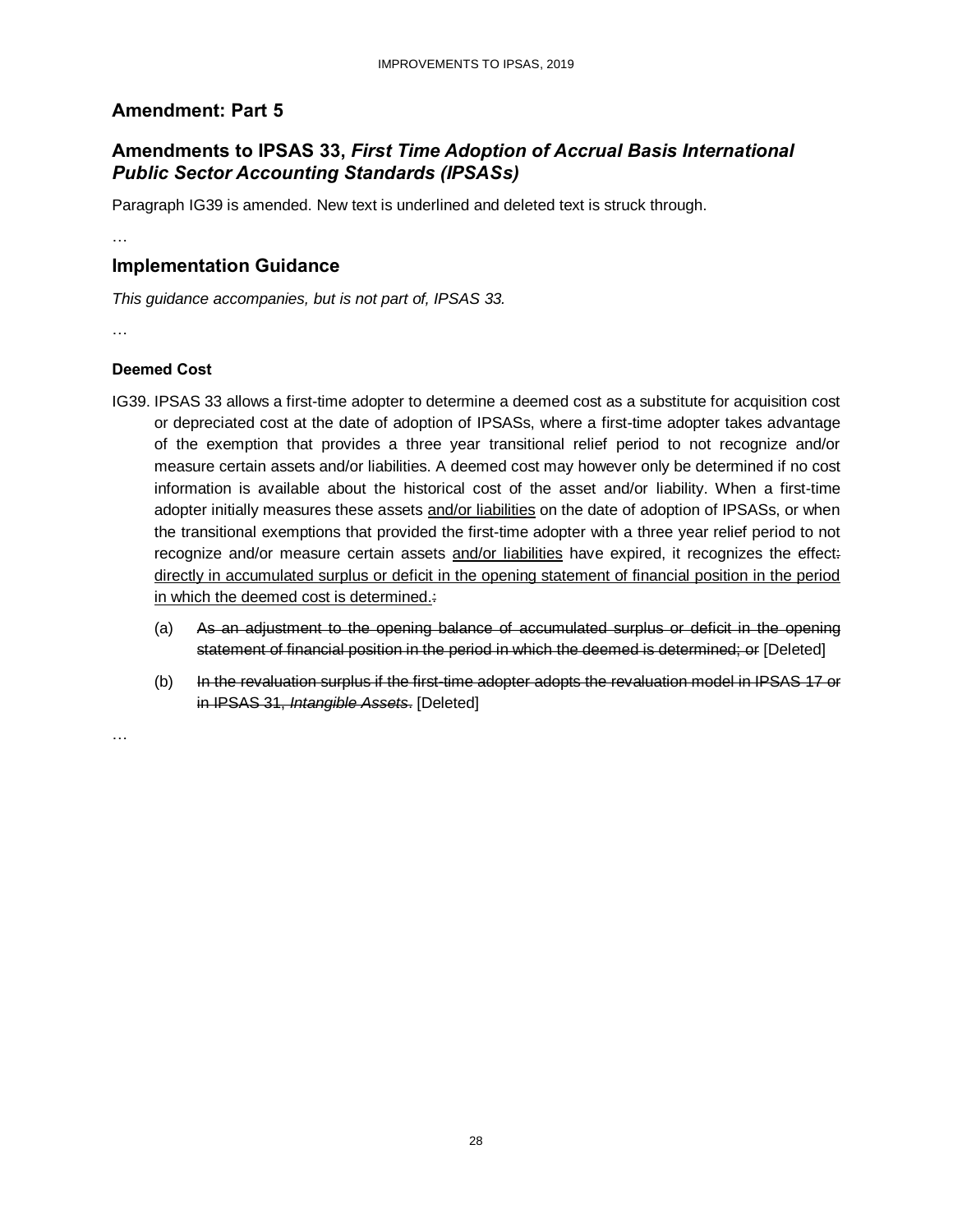## Amendment: Part 5

## Amendments to IPSAS 33, *First Time Adoption of Accrual Basis International Public Sector Accounting Standards (IPSASs)*

Paragraph IG39 is amended. New text is underlined and deleted text is struck through.

…

## Implementation Guidance

*This guidance accompanies, but is not part of, IPSAS 33.*

…

### Deemed Cost

IG39. IPSAS 33 allows a first-time adopter to determine a deemed cost as a substitute for acquisition cost or depreciated cost at the date of adoption of IPSASs, where a first-time adopter takes advantage of the exemption that provides a three year transitional relief period to not recognize and/or measure certain assets and/or liabilities. A deemed cost may however only be determined if no cost information is available about the historical cost of the asset and/or liability. When a first-time adopter initially measures these assets <u>and/or liabilities</u> on the date of adoption of IPSASs, or when the transitional exemptions that provided the first-time adopter with a three year relief period to not recognize and/or measure certain assets <u>and/or liabilities</u> have expired, it recognizes the effect~~:~~ <u>directly in accumulated surplus or deficit in the opening statement of financial position in the period in which the deemed cost is determined.</u>~~:~~

(a) ~~As an adjustment to the opening balance of accumulated surplus or deficit in the opening statement of financial position in the period in which the deemed is determined; or~~ [Deleted]

(b) ~~In the revaluation surplus if the first-time adopter adopts the revaluation model in IPSAS 17 or in IPSAS 31, *Intangible Assets*.~~ [Deleted]

…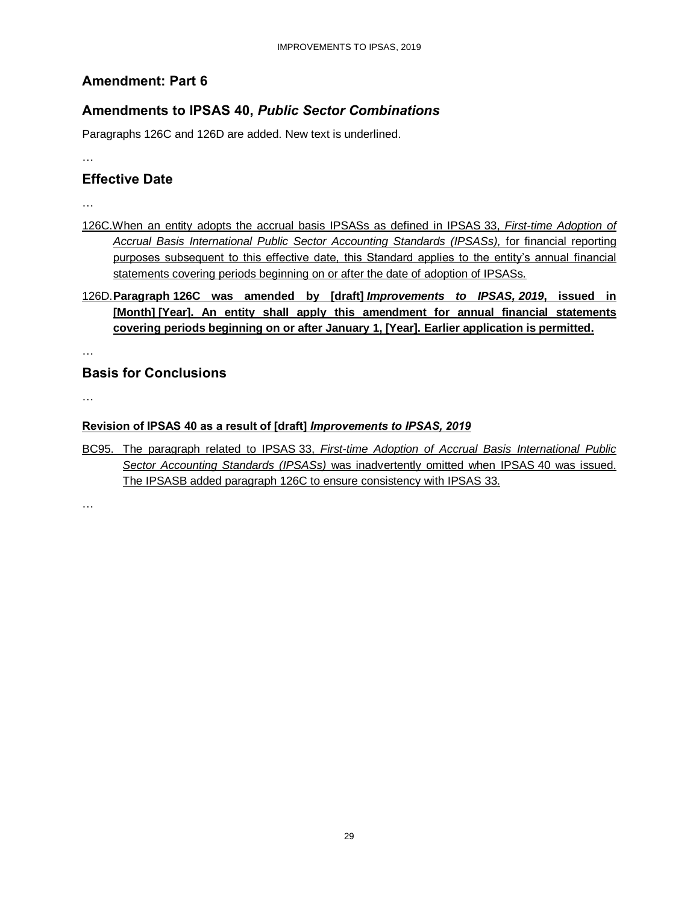## Amendment: Part 6

## Amendments to IPSAS 40, *Public Sector Combinations*

Paragraphs 126C and 126D are added. New text is underlined.

…

## Effective Date

…

126C. When an entity adopts the accrual basis IPSASs as defined in IPSAS 33, *First-time Adoption of Accrual Basis International Public Sector Accounting Standards (IPSASs),* for financial reporting purposes subsequent to this effective date, this Standard applies to the entity's annual financial statements covering periods beginning on or after the date of adoption of IPSASs.

126D. **Paragraph 126C was amended by [draft] *Improvements to IPSAS, 2019*, issued in [Month] [Year]. An entity shall apply this amendment for annual financial statements covering periods beginning on or after January 1, [Year]. Earlier application is permitted.**

…

## Basis for Conclusions

…

**Revision of IPSAS 40 as a result of [draft] *Improvements to IPSAS, 2019***

BC95. The paragraph related to IPSAS 33, *First-time Adoption of Accrual Basis International Public Sector Accounting Standards (IPSASs)* was inadvertently omitted when IPSAS 40 was issued. The IPSASB added paragraph 126C to ensure consistency with IPSAS 33.

…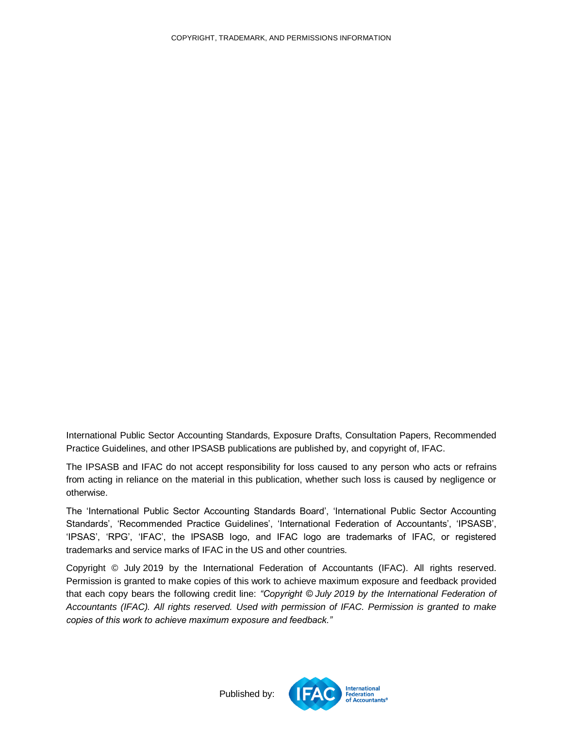COPYRIGHT, TRADEMARK, AND PERMISSIONS INFORMATION

International Public Sector Accounting Standards, Exposure Drafts, Consultation Papers, Recommended Practice Guidelines, and other IPSASB publications are published by, and copyright of, IFAC.

The IPSASB and IFAC do not accept responsibility for loss caused to any person who acts or refrains from acting in reliance on the material in this publication, whether such loss is caused by negligence or otherwise.

The 'International Public Sector Accounting Standards Board', 'International Public Sector Accounting Standards', 'Recommended Practice Guidelines', 'International Federation of Accountants', 'IPSASB', 'IPSAS', 'RPG', 'IFAC', the IPSASB logo, and IFAC logo are trademarks of IFAC, or registered trademarks and service marks of IFAC in the US and other countries.

Copyright © July 2019 by the International Federation of Accountants (IFAC). All rights reserved. Permission is granted to make copies of this work to achieve maximum exposure and feedback provided that each copy bears the following credit line: *"Copyright © July 2019 by the International Federation of Accountants (IFAC). All rights reserved. Used with permission of IFAC. Permission is granted to make copies of this work to achieve maximum exposure and feedback."*

Published by: IFAC International Federation of Accountants®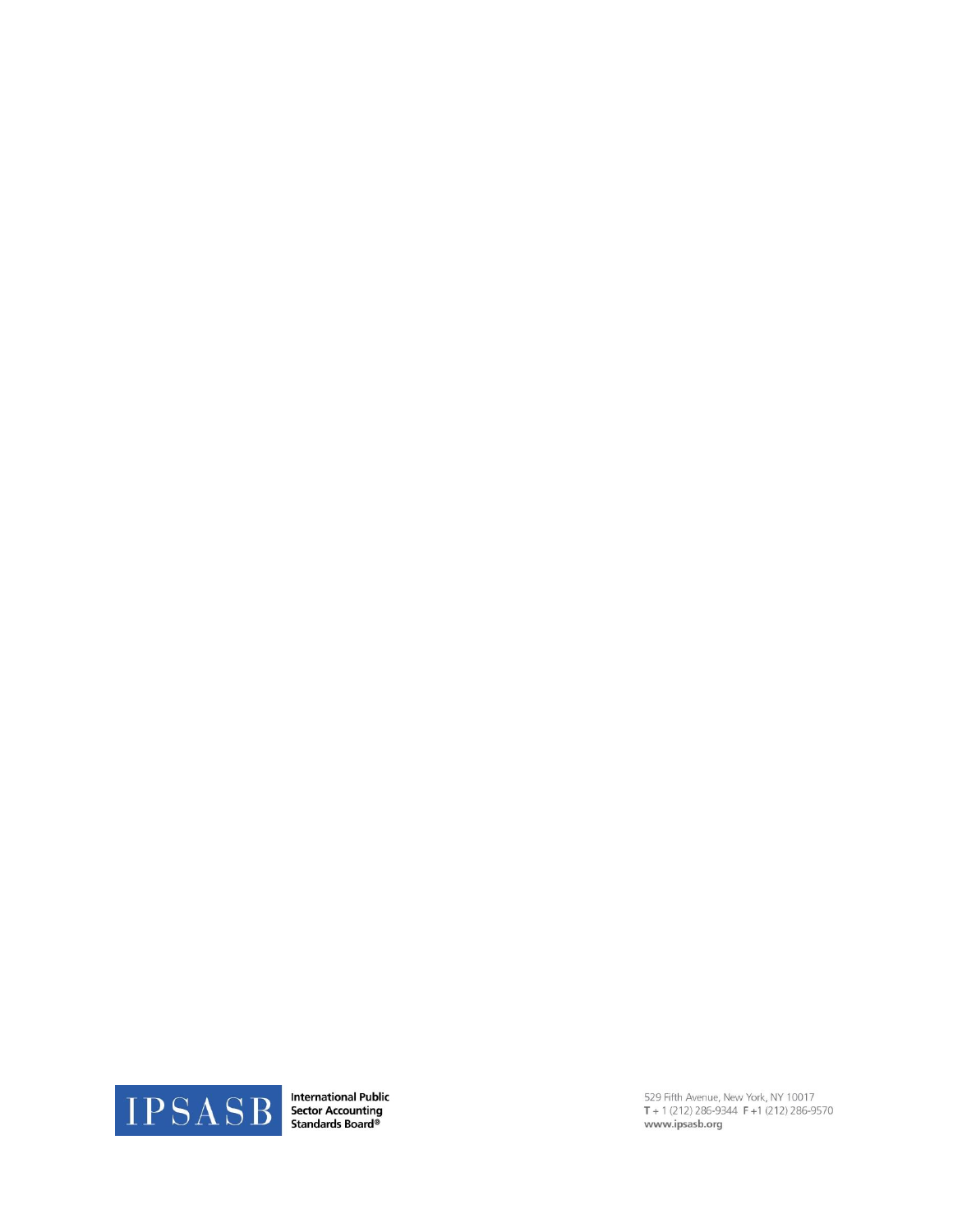IPSASB

International Public
Sector Accounting
Standards Board®

529 Fifth Avenue, New York, NY 10017
T + 1 (212) 286-9344 F +1 (212) 286-9570
www.ipsasb.org